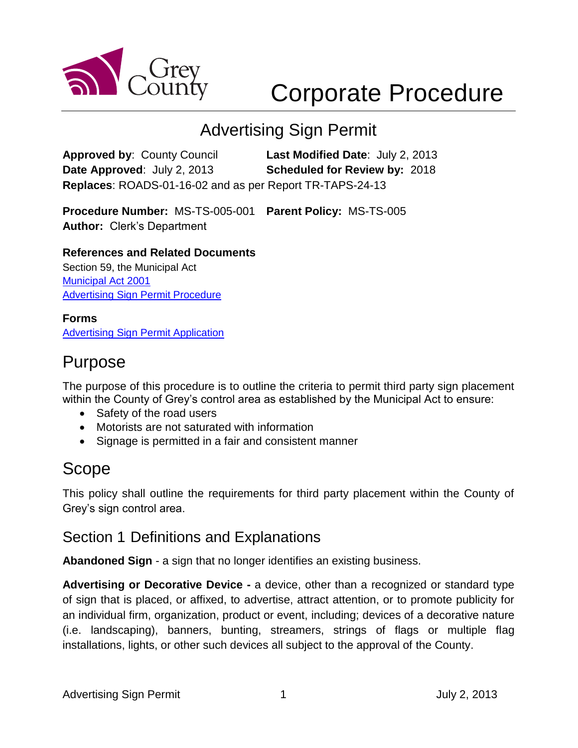Grey County

# Corporate Procedure

## Advertising Sign Permit

**Approved by**: County Council **Last Modified Date**: July 2, 2013
**Date Approved**: July 2, 2013 **Scheduled for Review by:** 2018
**Replaces**: ROADS-01-16-02 and as per Report TR-TAPS-24-13

**Procedure Number:** MS-TS-005-001 **Parent Policy:** MS-TS-005
**Author:** Clerk's Department

**References and Related Documents**
Section 59, the Municipal Act
Municipal Act 2001
Advertising Sign Permit Procedure

**Forms**
Advertising Sign Permit Application

# Purpose

The purpose of this procedure is to outline the criteria to permit third party sign placement within the County of Grey's control area as established by the Municipal Act to ensure:

- Safety of the road users
- Motorists are not saturated with information
- Signage is permitted in a fair and consistent manner

# Scope

This policy shall outline the requirements for third party placement within the County of Grey's sign control area.

## Section 1 Definitions and Explanations

**Abandoned Sign** - a sign that no longer identifies an existing business.

**Advertising or Decorative Device -** a device, other than a recognized or standard type of sign that is placed, or affixed, to advertise, attract attention, or to promote publicity for an individual firm, organization, product or event, including; devices of a decorative nature (i.e. landscaping), banners, bunting, streamers, strings of flags or multiple flag installations, lights, or other such devices all subject to the approval of the County.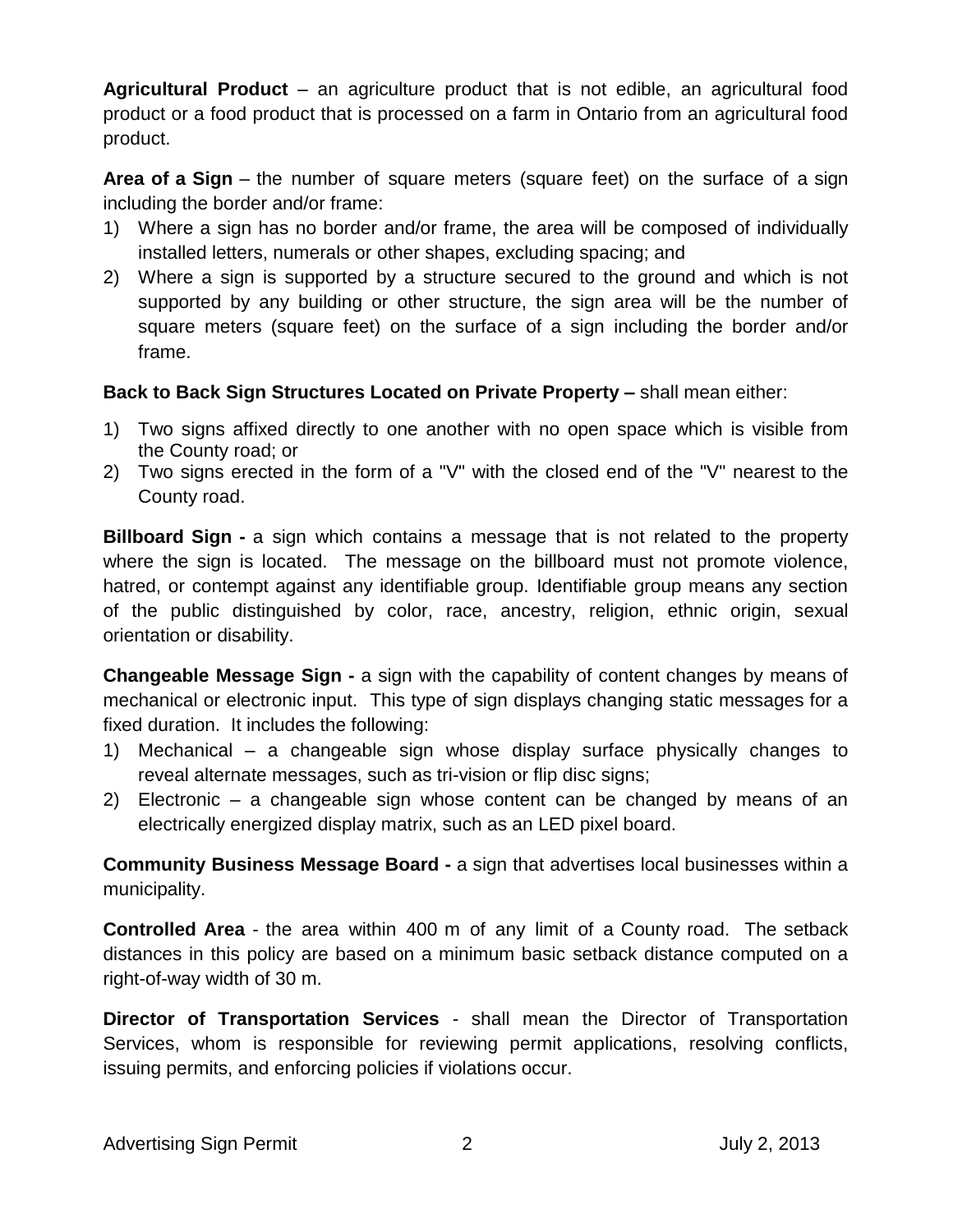**Agricultural Product** – an agriculture product that is not edible, an agricultural food product or a food product that is processed on a farm in Ontario from an agricultural food product.

**Area of a Sign** – the number of square meters (square feet) on the surface of a sign including the border and/or frame:

1) Where a sign has no border and/or frame, the area will be composed of individually installed letters, numerals or other shapes, excluding spacing; and
2) Where a sign is supported by a structure secured to the ground and which is not supported by any building or other structure, the sign area will be the number of square meters (square feet) on the surface of a sign including the border and/or frame.

**Back to Back Sign Structures Located on Private Property –** shall mean either:

1) Two signs affixed directly to one another with no open space which is visible from the County road; or
2) Two signs erected in the form of a "V" with the closed end of the "V" nearest to the County road.

**Billboard Sign -** a sign which contains a message that is not related to the property where the sign is located. The message on the billboard must not promote violence, hatred, or contempt against any identifiable group. Identifiable group means any section of the public distinguished by color, race, ancestry, religion, ethnic origin, sexual orientation or disability.

**Changeable Message Sign -** a sign with the capability of content changes by means of mechanical or electronic input. This type of sign displays changing static messages for a fixed duration. It includes the following:

1) Mechanical – a changeable sign whose display surface physically changes to reveal alternate messages, such as tri-vision or flip disc signs;
2) Electronic – a changeable sign whose content can be changed by means of an electrically energized display matrix, such as an LED pixel board.

**Community Business Message Board -** a sign that advertises local businesses within a municipality.

**Controlled Area** - the area within 400 m of any limit of a County road. The setback distances in this policy are based on a minimum basic setback distance computed on a right-of-way width of 30 m.

**Director of Transportation Services** - shall mean the Director of Transportation Services, whom is responsible for reviewing permit applications, resolving conflicts, issuing permits, and enforcing policies if violations occur.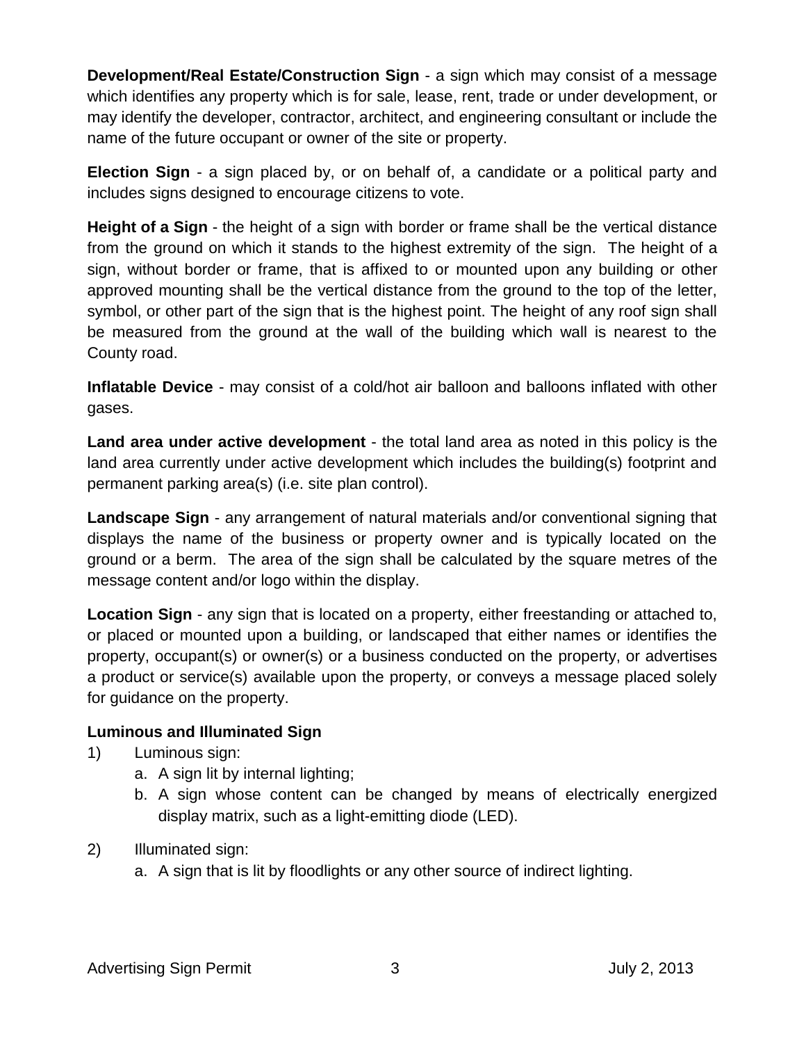**Development/Real Estate/Construction Sign** - a sign which may consist of a message which identifies any property which is for sale, lease, rent, trade or under development, or may identify the developer, contractor, architect, and engineering consultant or include the name of the future occupant or owner of the site or property.

**Election Sign** - a sign placed by, or on behalf of, a candidate or a political party and includes signs designed to encourage citizens to vote.

**Height of a Sign** - the height of a sign with border or frame shall be the vertical distance from the ground on which it stands to the highest extremity of the sign. The height of a sign, without border or frame, that is affixed to or mounted upon any building or other approved mounting shall be the vertical distance from the ground to the top of the letter, symbol, or other part of the sign that is the highest point. The height of any roof sign shall be measured from the ground at the wall of the building which wall is nearest to the County road.

**Inflatable Device** - may consist of a cold/hot air balloon and balloons inflated with other gases.

**Land area under active development** - the total land area as noted in this policy is the land area currently under active development which includes the building(s) footprint and permanent parking area(s) (i.e. site plan control).

**Landscape Sign** - any arrangement of natural materials and/or conventional signing that displays the name of the business or property owner and is typically located on the ground or a berm. The area of the sign shall be calculated by the square metres of the message content and/or logo within the display.

**Location Sign** - any sign that is located on a property, either freestanding or attached to, or placed or mounted upon a building, or landscaped that either names or identifies the property, occupant(s) or owner(s) or a business conducted on the property, or advertises a product or service(s) available upon the property, or conveys a message placed solely for guidance on the property.

**Luminous and Illuminated Sign**

1) Luminous sign:
   a. A sign lit by internal lighting;
   b. A sign whose content can be changed by means of electrically energized display matrix, such as a light-emitting diode (LED).

2) Illuminated sign:
   a. A sign that is lit by floodlights or any other source of indirect lighting.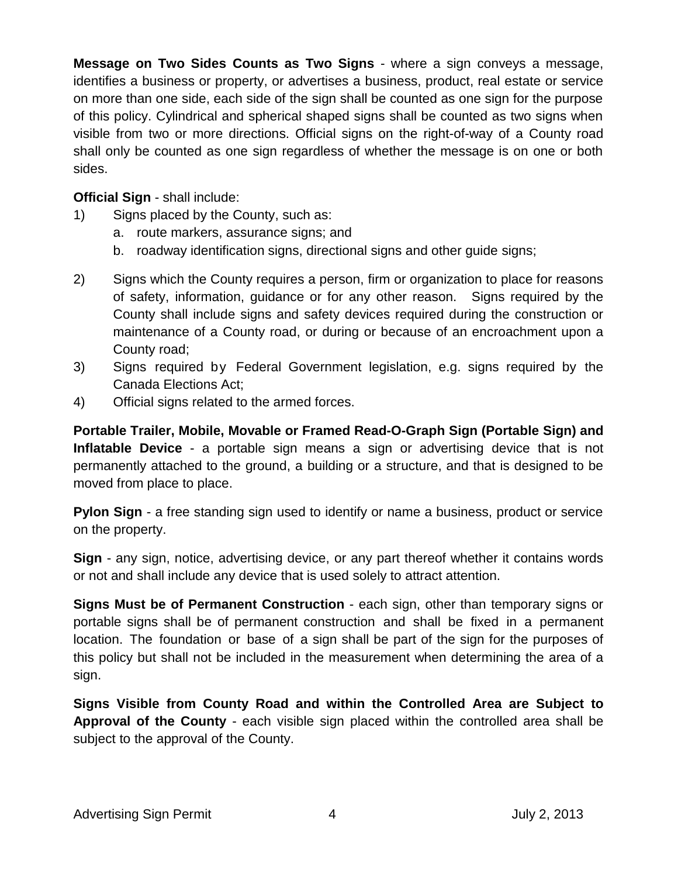**Message on Two Sides Counts as Two Signs** - where a sign conveys a message, identifies a business or property, or advertises a business, product, real estate or service on more than one side, each side of the sign shall be counted as one sign for the purpose of this policy. Cylindrical and spherical shaped signs shall be counted as two signs when visible from two or more directions. Official signs on the right-of-way of a County road shall only be counted as one sign regardless of whether the message is on one or both sides.

**Official Sign** - shall include:

1) Signs placed by the County, such as:
   a. route markers, assurance signs; and
   b. roadway identification signs, directional signs and other guide signs;

2) Signs which the County requires a person, firm or organization to place for reasons of safety, information, guidance or for any other reason. Signs required by the County shall include signs and safety devices required during the construction or maintenance of a County road, or during or because of an encroachment upon a County road;
3) Signs required by Federal Government legislation, e.g. signs required by the Canada Elections Act;
4) Official signs related to the armed forces.

**Portable Trailer, Mobile, Movable or Framed Read-O-Graph Sign (Portable Sign) and Inflatable Device** - a portable sign means a sign or advertising device that is not permanently attached to the ground, a building or a structure, and that is designed to be moved from place to place.

**Pylon Sign** - a free standing sign used to identify or name a business, product or service on the property.

**Sign** - any sign, notice, advertising device, or any part thereof whether it contains words or not and shall include any device that is used solely to attract attention.

**Signs Must be of Permanent Construction** - each sign, other than temporary signs or portable signs shall be of permanent construction and shall be fixed in a permanent location. The foundation or base of a sign shall be part of the sign for the purposes of this policy but shall not be included in the measurement when determining the area of a sign.

**Signs Visible from County Road and within the Controlled Area are Subject to Approval of the County** - each visible sign placed within the controlled area shall be subject to the approval of the County.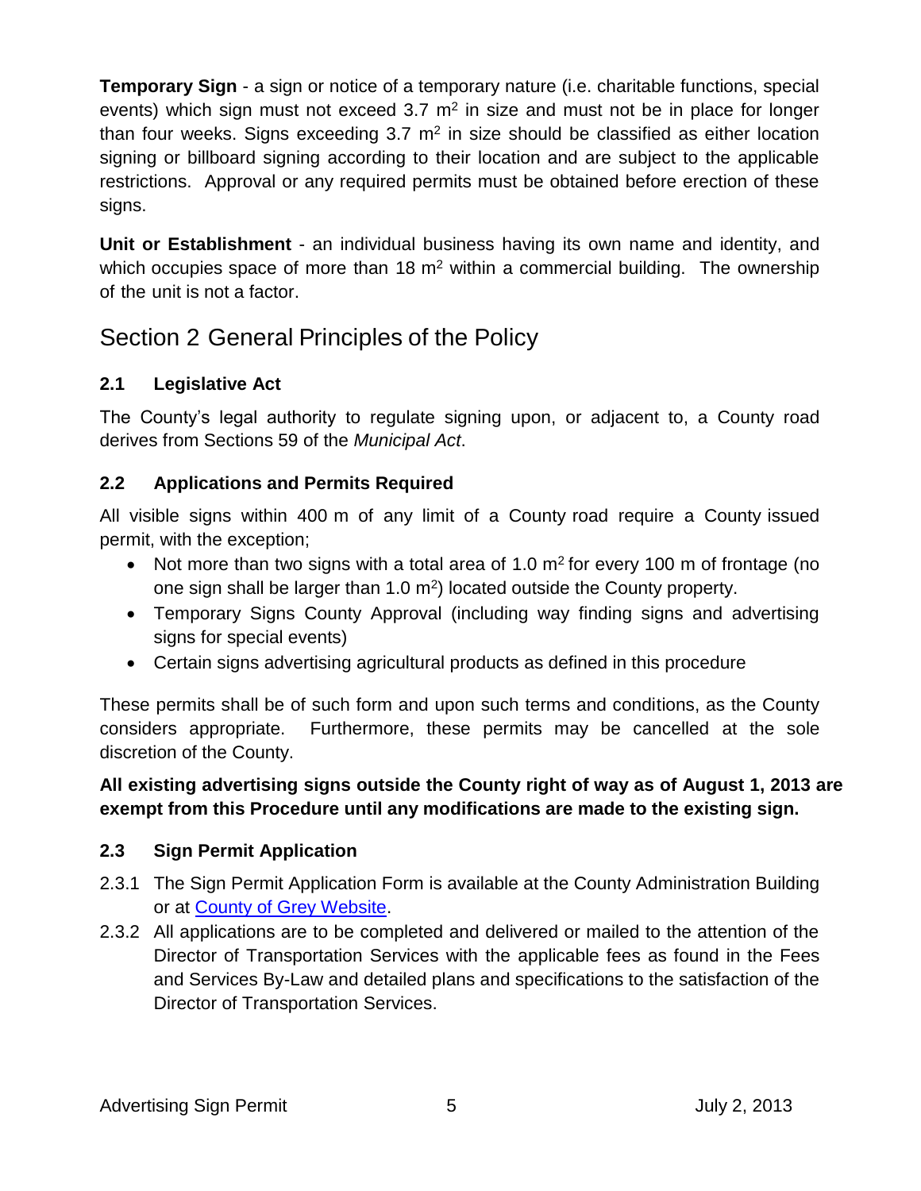**Temporary Sign** - a sign or notice of a temporary nature (i.e. charitable functions, special events) which sign must not exceed 3.7 $m^2$ in size and must not be in place for longer than four weeks. Signs exceeding 3.7 $m^2$ in size should be classified as either location signing or billboard signing according to their location and are subject to the applicable restrictions. Approval or any required permits must be obtained before erection of these signs.

**Unit or Establishment** - an individual business having its own name and identity, and which occupies space of more than 18 $m^2$ within a commercial building. The ownership of the unit is not a factor.

## Section 2 General Principles of the Policy

### 2.1 Legislative Act

The County's legal authority to regulate signing upon, or adjacent to, a County road derives from Sections 59 of the *Municipal Act*.

### 2.2 Applications and Permits Required

All visible signs within 400 m of any limit of a County road require a County issued permit, with the exception;

- Not more than two signs with a total area of 1.0 $m^2$ for every 100 m of frontage (no one sign shall be larger than 1.0 $m^2$) located outside the County property.
- Temporary Signs County Approval (including way finding signs and advertising signs for special events)
- Certain signs advertising agricultural products as defined in this procedure

These permits shall be of such form and upon such terms and conditions, as the County considers appropriate. Furthermore, these permits may be cancelled at the sole discretion of the County.

**All existing advertising signs outside the County right of way as of August 1, 2013 are exempt from this Procedure until any modifications are made to the existing sign.**

### 2.3 Sign Permit Application

2.3.1 The Sign Permit Application Form is available at the County Administration Building or at County of Grey Website.

2.3.2 All applications are to be completed and delivered or mailed to the attention of the Director of Transportation Services with the applicable fees as found in the Fees and Services By-Law and detailed plans and specifications to the satisfaction of the Director of Transportation Services.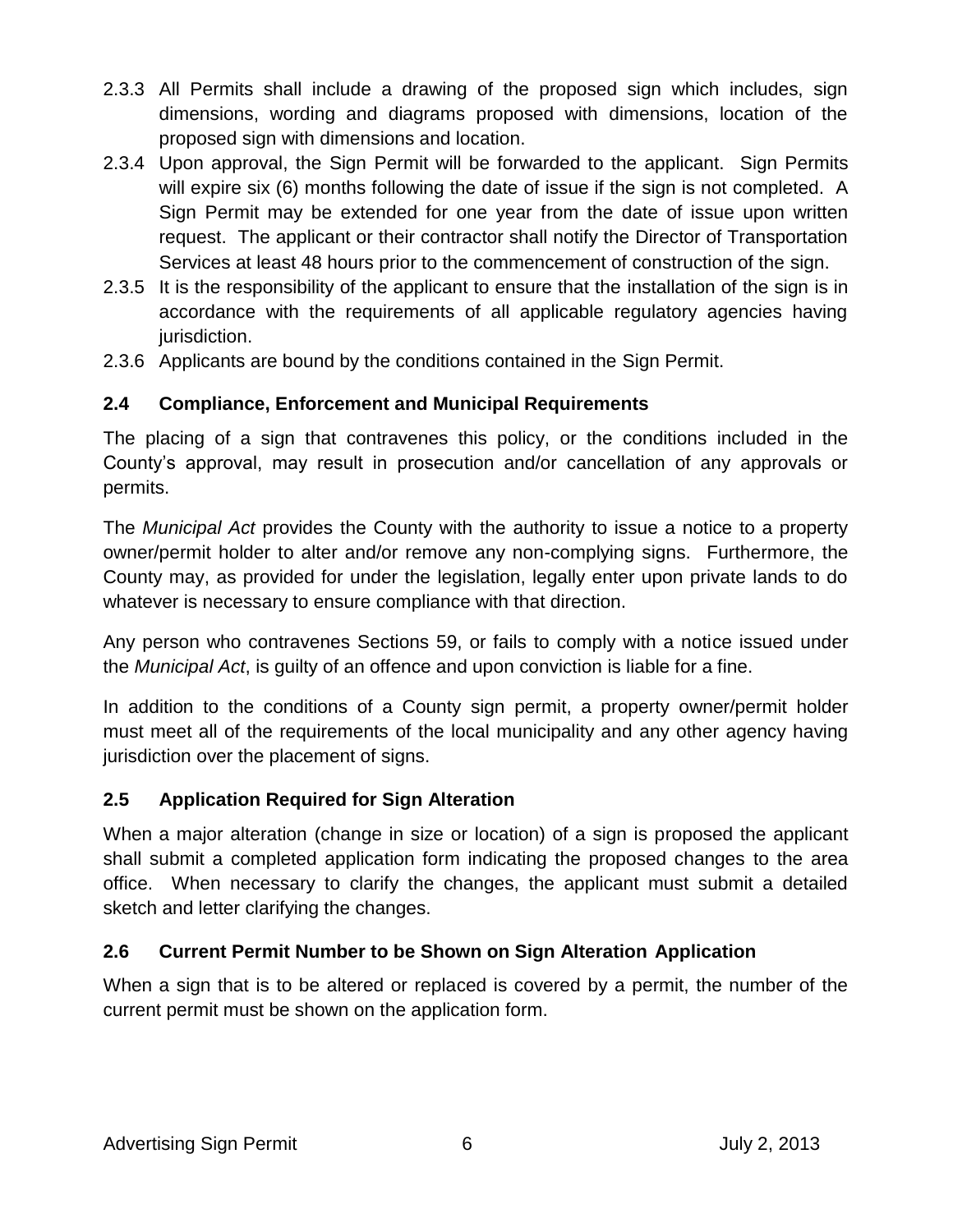2.3.3 All Permits shall include a drawing of the proposed sign which includes, sign dimensions, wording and diagrams proposed with dimensions, location of the proposed sign with dimensions and location.

2.3.4 Upon approval, the Sign Permit will be forwarded to the applicant. Sign Permits will expire six (6) months following the date of issue if the sign is not completed. A Sign Permit may be extended for one year from the date of issue upon written request. The applicant or their contractor shall notify the Director of Transportation Services at least 48 hours prior to the commencement of construction of the sign.

2.3.5 It is the responsibility of the applicant to ensure that the installation of the sign is in accordance with the requirements of all applicable regulatory agencies having jurisdiction.

2.3.6 Applicants are bound by the conditions contained in the Sign Permit.

## 2.4 Compliance, Enforcement and Municipal Requirements

The placing of a sign that contravenes this policy, or the conditions included in the County's approval, may result in prosecution and/or cancellation of any approvals or permits.

The *Municipal Act* provides the County with the authority to issue a notice to a property owner/permit holder to alter and/or remove any non-complying signs. Furthermore, the County may, as provided for under the legislation, legally enter upon private lands to do whatever is necessary to ensure compliance with that direction.

Any person who contravenes Sections 59, or fails to comply with a notice issued under the *Municipal Act*, is guilty of an offence and upon conviction is liable for a fine.

In addition to the conditions of a County sign permit, a property owner/permit holder must meet all of the requirements of the local municipality and any other agency having jurisdiction over the placement of signs.

## 2.5 Application Required for Sign Alteration

When a major alteration (change in size or location) of a sign is proposed the applicant shall submit a completed application form indicating the proposed changes to the area office. When necessary to clarify the changes, the applicant must submit a detailed sketch and letter clarifying the changes.

## 2.6 Current Permit Number to be Shown on Sign Alteration Application

When a sign that is to be altered or replaced is covered by a permit, the number of the current permit must be shown on the application form.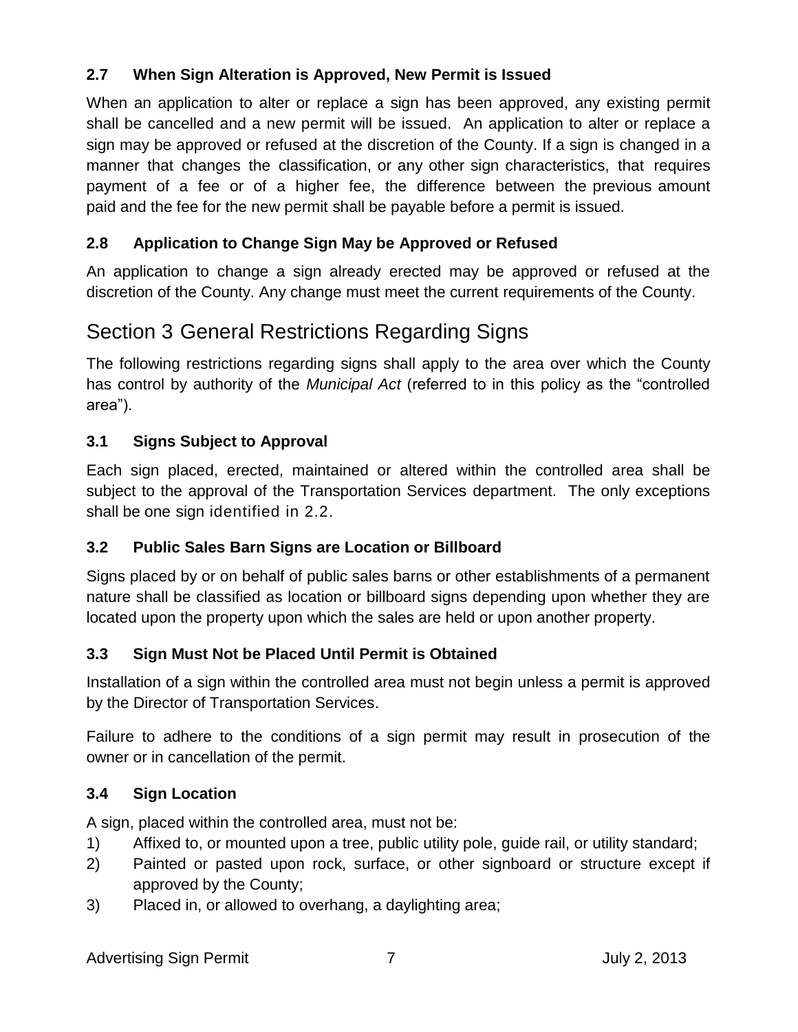### 2.7 When Sign Alteration is Approved, New Permit is Issued

When an application to alter or replace a sign has been approved, any existing permit shall be cancelled and a new permit will be issued. An application to alter or replace a sign may be approved or refused at the discretion of the County. If a sign is changed in a manner that changes the classification, or any other sign characteristics, that requires payment of a fee or of a higher fee, the difference between the previous amount paid and the fee for the new permit shall be payable before a permit is issued.

### 2.8 Application to Change Sign May be Approved or Refused

An application to change a sign already erected may be approved or refused at the discretion of the County. Any change must meet the current requirements of the County.

## Section 3 General Restrictions Regarding Signs

The following restrictions regarding signs shall apply to the area over which the County has control by authority of the *Municipal Act* (referred to in this policy as the "controlled area").

### 3.1 Signs Subject to Approval

Each sign placed, erected, maintained or altered within the controlled area shall be subject to the approval of the Transportation Services department. The only exceptions shall be one sign identified in 2.2.

### 3.2 Public Sales Barn Signs are Location or Billboard

Signs placed by or on behalf of public sales barns or other establishments of a permanent nature shall be classified as location or billboard signs depending upon whether they are located upon the property upon which the sales are held or upon another property.

### 3.3 Sign Must Not be Placed Until Permit is Obtained

Installation of a sign within the controlled area must not begin unless a permit is approved by the Director of Transportation Services.

Failure to adhere to the conditions of a sign permit may result in prosecution of the owner or in cancellation of the permit.

### 3.4 Sign Location

A sign, placed within the controlled area, must not be:

1) Affixed to, or mounted upon a tree, public utility pole, guide rail, or utility standard;
2) Painted or pasted upon rock, surface, or other signboard or structure except if approved by the County;
3) Placed in, or allowed to overhang, a daylighting area;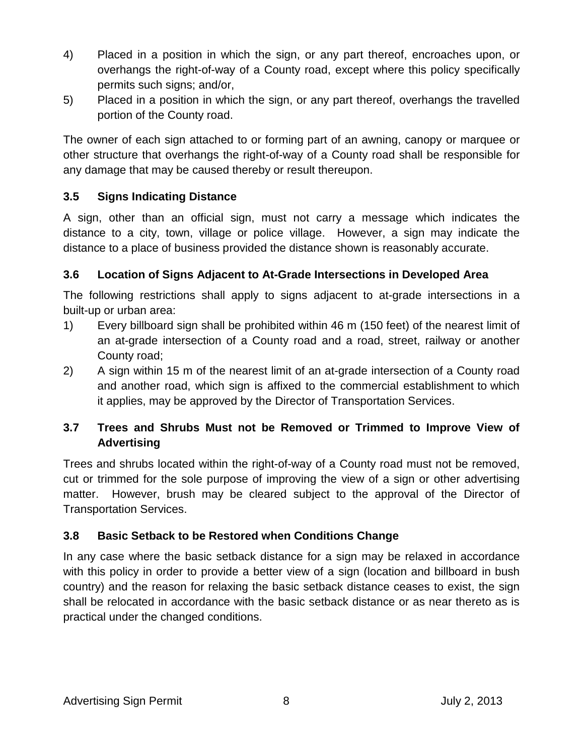4) Placed in a position in which the sign, or any part thereof, encroaches upon, or overhangs the right-of-way of a County road, except where this policy specifically permits such signs; and/or,
5) Placed in a position in which the sign, or any part thereof, overhangs the travelled portion of the County road.

The owner of each sign attached to or forming part of an awning, canopy or marquee or other structure that overhangs the right-of-way of a County road shall be responsible for any damage that may be caused thereby or result thereupon.

### 3.5 Signs Indicating Distance

A sign, other than an official sign, must not carry a message which indicates the distance to a city, town, village or police village. However, a sign may indicate the distance to a place of business provided the distance shown is reasonably accurate.

### 3.6 Location of Signs Adjacent to At-Grade Intersections in Developed Area

The following restrictions shall apply to signs adjacent to at-grade intersections in a built-up or urban area:

1) Every billboard sign shall be prohibited within 46 m (150 feet) of the nearest limit of an at-grade intersection of a County road and a road, street, railway or another County road;
2) A sign within 15 m of the nearest limit of an at-grade intersection of a County road and another road, which sign is affixed to the commercial establishment to which it applies, may be approved by the Director of Transportation Services.

### 3.7 Trees and Shrubs Must not be Removed or Trimmed to Improve View of Advertising

Trees and shrubs located within the right-of-way of a County road must not be removed, cut or trimmed for the sole purpose of improving the view of a sign or other advertising matter. However, brush may be cleared subject to the approval of the Director of Transportation Services.

### 3.8 Basic Setback to be Restored when Conditions Change

In any case where the basic setback distance for a sign may be relaxed in accordance with this policy in order to provide a better view of a sign (location and billboard in bush country) and the reason for relaxing the basic setback distance ceases to exist, the sign shall be relocated in accordance with the basic setback distance or as near thereto as is practical under the changed conditions.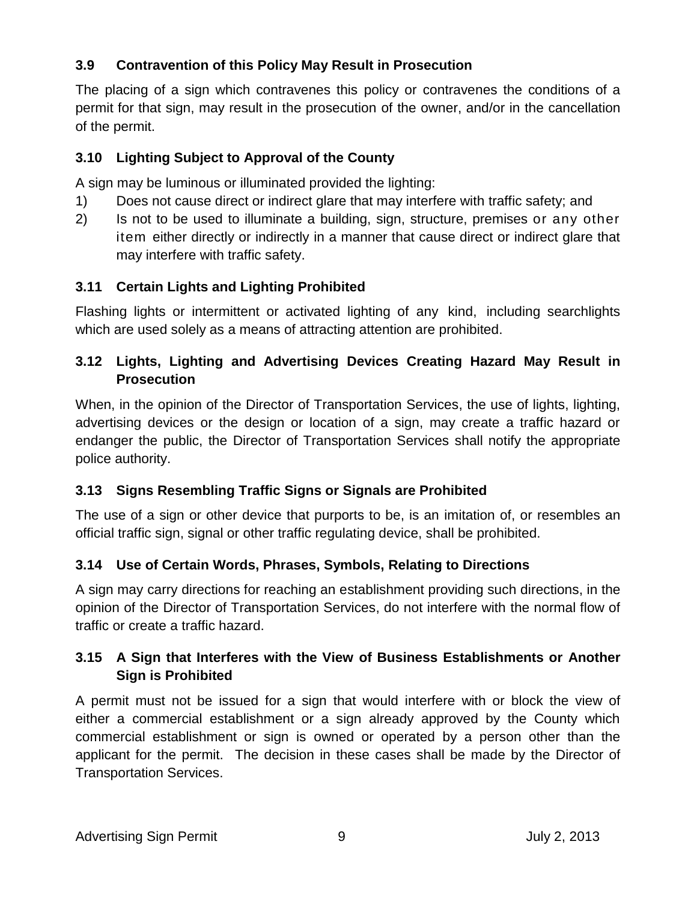### 3.9 Contravention of this Policy May Result in Prosecution

The placing of a sign which contravenes this policy or contravenes the conditions of a permit for that sign, may result in the prosecution of the owner, and/or in the cancellation of the permit.

### 3.10 Lighting Subject to Approval of the County

A sign may be luminous or illuminated provided the lighting:

1) Does not cause direct or indirect glare that may interfere with traffic safety; and
2) Is not to be used to illuminate a building, sign, structure, premises or any other item either directly or indirectly in a manner that cause direct or indirect glare that may interfere with traffic safety.

### 3.11 Certain Lights and Lighting Prohibited

Flashing lights or intermittent or activated lighting of any kind, including searchlights which are used solely as a means of attracting attention are prohibited.

### 3.12 Lights, Lighting and Advertising Devices Creating Hazard May Result in Prosecution

When, in the opinion of the Director of Transportation Services, the use of lights, lighting, advertising devices or the design or location of a sign, may create a traffic hazard or endanger the public, the Director of Transportation Services shall notify the appropriate police authority.

### 3.13 Signs Resembling Traffic Signs or Signals are Prohibited

The use of a sign or other device that purports to be, is an imitation of, or resembles an official traffic sign, signal or other traffic regulating device, shall be prohibited.

### 3.14 Use of Certain Words, Phrases, Symbols, Relating to Directions

A sign may carry directions for reaching an establishment providing such directions, in the opinion of the Director of Transportation Services, do not interfere with the normal flow of traffic or create a traffic hazard.

### 3.15 A Sign that Interferes with the View of Business Establishments or Another Sign is Prohibited

A permit must not be issued for a sign that would interfere with or block the view of either a commercial establishment or a sign already approved by the County which commercial establishment or sign is owned or operated by a person other than the applicant for the permit. The decision in these cases shall be made by the Director of Transportation Services.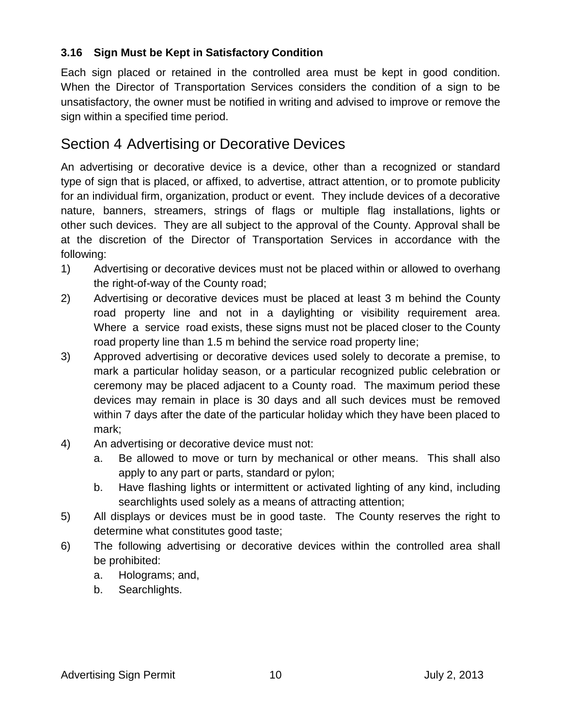### 3.16 Sign Must be Kept in Satisfactory Condition

Each sign placed or retained in the controlled area must be kept in good condition. When the Director of Transportation Services considers the condition of a sign to be unsatisfactory, the owner must be notified in writing and advised to improve or remove the sign within a specified time period.

## Section 4 Advertising or Decorative Devices

An advertising or decorative device is a device, other than a recognized or standard type of sign that is placed, or affixed, to advertise, attract attention, or to promote publicity for an individual firm, organization, product or event. They include devices of a decorative nature, banners, streamers, strings of flags or multiple flag installations, lights or other such devices. They are all subject to the approval of the County. Approval shall be at the discretion of the Director of Transportation Services in accordance with the following:

1) Advertising or decorative devices must not be placed within or allowed to overhang the right-of-way of the County road;
2) Advertising or decorative devices must be placed at least 3 m behind the County road property line and not in a daylighting or visibility requirement area. Where a service road exists, these signs must not be placed closer to the County road property line than 1.5 m behind the service road property line;
3) Approved advertising or decorative devices used solely to decorate a premise, to mark a particular holiday season, or a particular recognized public celebration or ceremony may be placed adjacent to a County road. The maximum period these devices may remain in place is 30 days and all such devices must be removed within 7 days after the date of the particular holiday which they have been placed to mark;
4) An advertising or decorative device must not:
    a. Be allowed to move or turn by mechanical or other means. This shall also apply to any part or parts, standard or pylon;
    b. Have flashing lights or intermittent or activated lighting of any kind, including searchlights used solely as a means of attracting attention;
5) All displays or devices must be in good taste. The County reserves the right to determine what constitutes good taste;
6) The following advertising or decorative devices within the controlled area shall be prohibited:
    a. Holograms; and,
    b. Searchlights.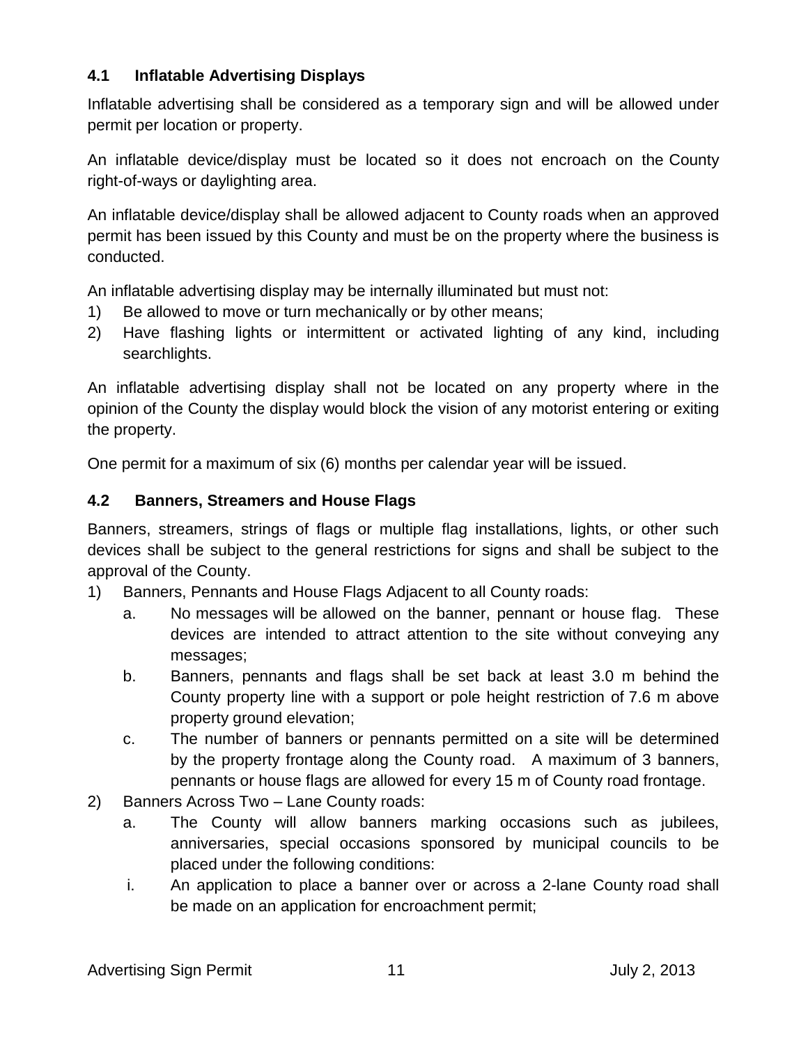### 4.1 Inflatable Advertising Displays

Inflatable advertising shall be considered as a temporary sign and will be allowed under permit per location or property.

An inflatable device/display must be located so it does not encroach on the County right-of-ways or daylighting area.

An inflatable device/display shall be allowed adjacent to County roads when an approved permit has been issued by this County and must be on the property where the business is conducted.

An inflatable advertising display may be internally illuminated but must not:

1) Be allowed to move or turn mechanically or by other means;
2) Have flashing lights or intermittent or activated lighting of any kind, including searchlights.

An inflatable advertising display shall not be located on any property where in the opinion of the County the display would block the vision of any motorist entering or exiting the property.

One permit for a maximum of six (6) months per calendar year will be issued.

### 4.2 Banners, Streamers and House Flags

Banners, streamers, strings of flags or multiple flag installations, lights, or other such devices shall be subject to the general restrictions for signs and shall be subject to the approval of the County.

1) Banners, Pennants and House Flags Adjacent to all County roads:
   a. No messages will be allowed on the banner, pennant or house flag. These devices are intended to attract attention to the site without conveying any messages;
   b. Banners, pennants and flags shall be set back at least 3.0 m behind the County property line with a support or pole height restriction of 7.6 m above property ground elevation;
   c. The number of banners or pennants permitted on a site will be determined by the property frontage along the County road. A maximum of 3 banners, pennants or house flags are allowed for every 15 m of County road frontage.
2) Banners Across Two – Lane County roads:
   a. The County will allow banners marking occasions such as jubilees, anniversaries, special occasions sponsored by municipal councils to be placed under the following conditions:
   i. An application to place a banner over or across a 2-lane County road shall be made on an application for encroachment permit;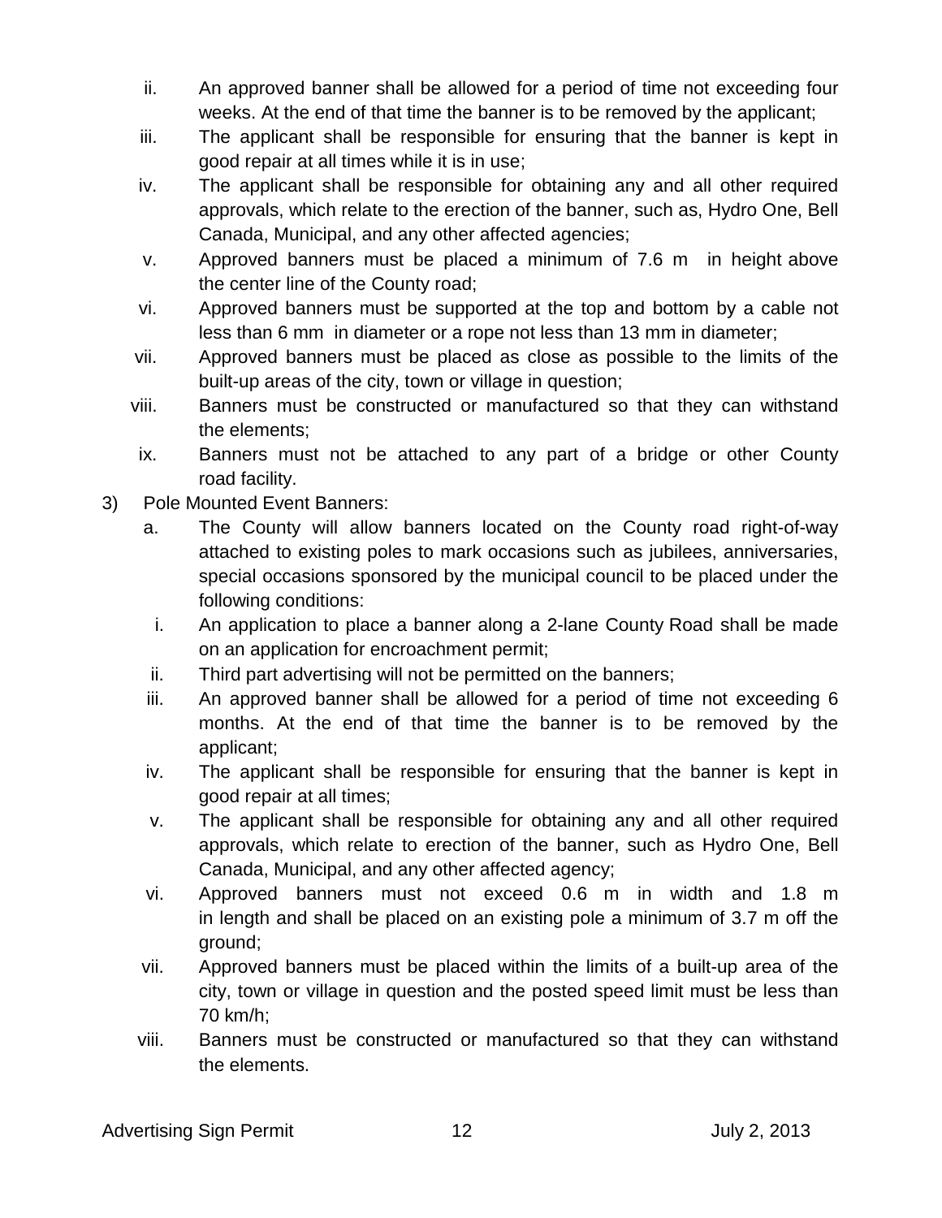ii. An approved banner shall be allowed for a period of time not exceeding four weeks. At the end of that time the banner is to be removed by the applicant;

iii. The applicant shall be responsible for ensuring that the banner is kept in good repair at all times while it is in use;

iv. The applicant shall be responsible for obtaining any and all other required approvals, which relate to the erection of the banner, such as, Hydro One, Bell Canada, Municipal, and any other affected agencies;

v. Approved banners must be placed a minimum of 7.6 m in height above the center line of the County road;

vi. Approved banners must be supported at the top and bottom by a cable not less than 6 mm in diameter or a rope not less than 13 mm in diameter;

vii. Approved banners must be placed as close as possible to the limits of the built-up areas of the city, town or village in question;

viii. Banners must be constructed or manufactured so that they can withstand the elements;

ix. Banners must not be attached to any part of a bridge or other County road facility.

3) Pole Mounted Event Banners:

a. The County will allow banners located on the County road right-of-way attached to existing poles to mark occasions such as jubilees, anniversaries, special occasions sponsored by the municipal council to be placed under the following conditions:

i. An application to place a banner along a 2-lane County Road shall be made on an application for encroachment permit;

ii. Third part advertising will not be permitted on the banners;

iii. An approved banner shall be allowed for a period of time not exceeding 6 months. At the end of that time the banner is to be removed by the applicant;

iv. The applicant shall be responsible for ensuring that the banner is kept in good repair at all times;

v. The applicant shall be responsible for obtaining any and all other required approvals, which relate to erection of the banner, such as Hydro One, Bell Canada, Municipal, and any other affected agency;

vi. Approved banners must not exceed 0.6 m in width and 1.8 m in length and shall be placed on an existing pole a minimum of 3.7 m off the ground;

vii. Approved banners must be placed within the limits of a built-up area of the city, town or village in question and the posted speed limit must be less than 70 km/h;

viii. Banners must be constructed or manufactured so that they can withstand the elements.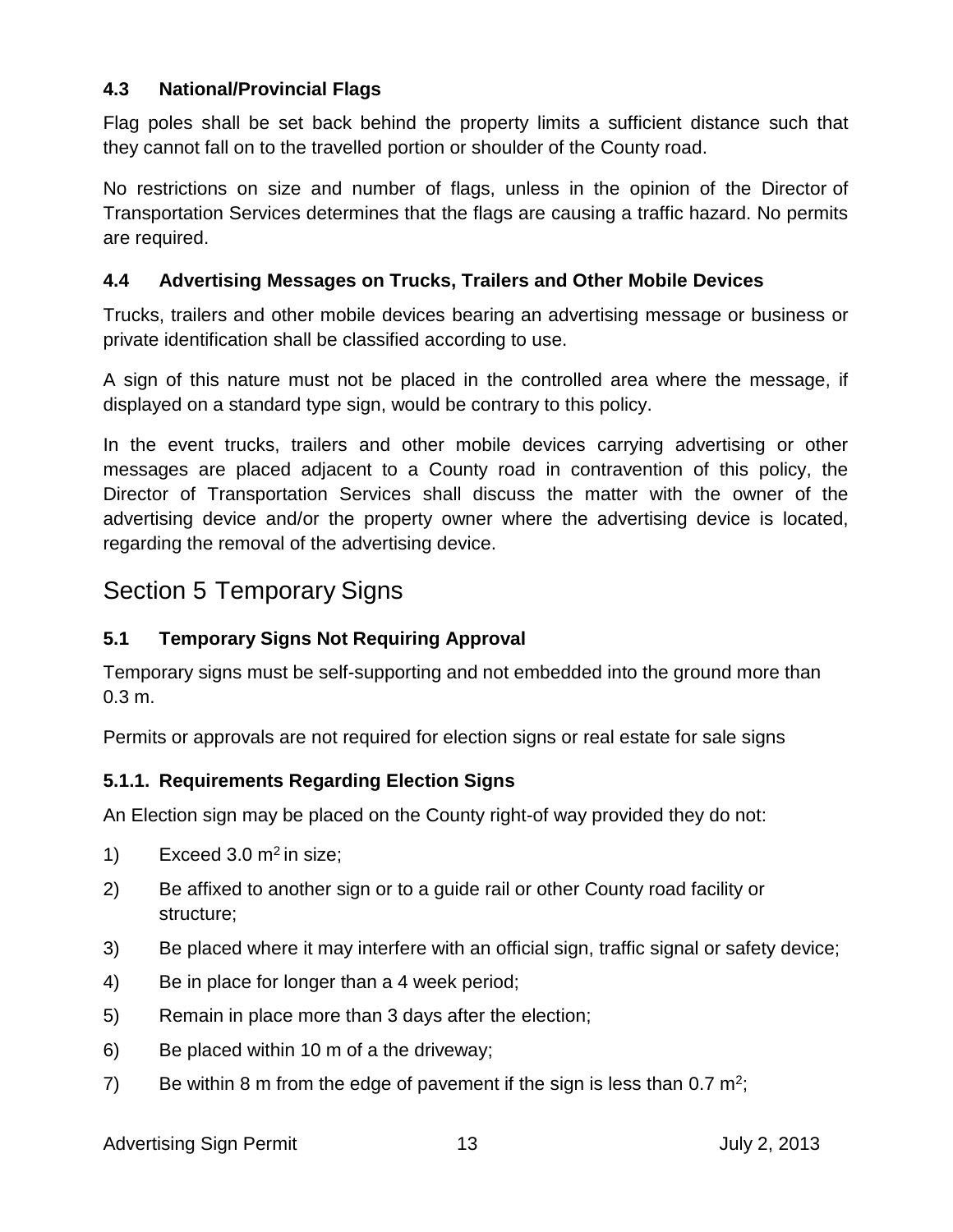### 4.3 National/Provincial Flags

Flag poles shall be set back behind the property limits a sufficient distance such that they cannot fall on to the travelled portion or shoulder of the County road.

No restrictions on size and number of flags, unless in the opinion of the Director of Transportation Services determines that the flags are causing a traffic hazard. No permits are required.

### 4.4 Advertising Messages on Trucks, Trailers and Other Mobile Devices

Trucks, trailers and other mobile devices bearing an advertising message or business or private identification shall be classified according to use.

A sign of this nature must not be placed in the controlled area where the message, if displayed on a standard type sign, would be contrary to this policy.

In the event trucks, trailers and other mobile devices carrying advertising or other messages are placed adjacent to a County road in contravention of this policy, the Director of Transportation Services shall discuss the matter with the owner of the advertising device and/or the property owner where the advertising device is located, regarding the removal of the advertising device.

## Section 5 Temporary Signs

### 5.1 Temporary Signs Not Requiring Approval

Temporary signs must be self-supporting and not embedded into the ground more than 0.3 m.

Permits or approvals are not required for election signs or real estate for sale signs

#### 5.1.1. Requirements Regarding Election Signs

An Election sign may be placed on the County right-of way provided they do not:

1) Exceed 3.0 $m^2$ in size;
2) Be affixed to another sign or to a guide rail or other County road facility or structure;
3) Be placed where it may interfere with an official sign, traffic signal or safety device;
4) Be in place for longer than a 4 week period;
5) Remain in place more than 3 days after the election;
6) Be placed within 10 m of a the driveway;
7) Be within 8 m from the edge of pavement if the sign is less than 0.7 $m^2$;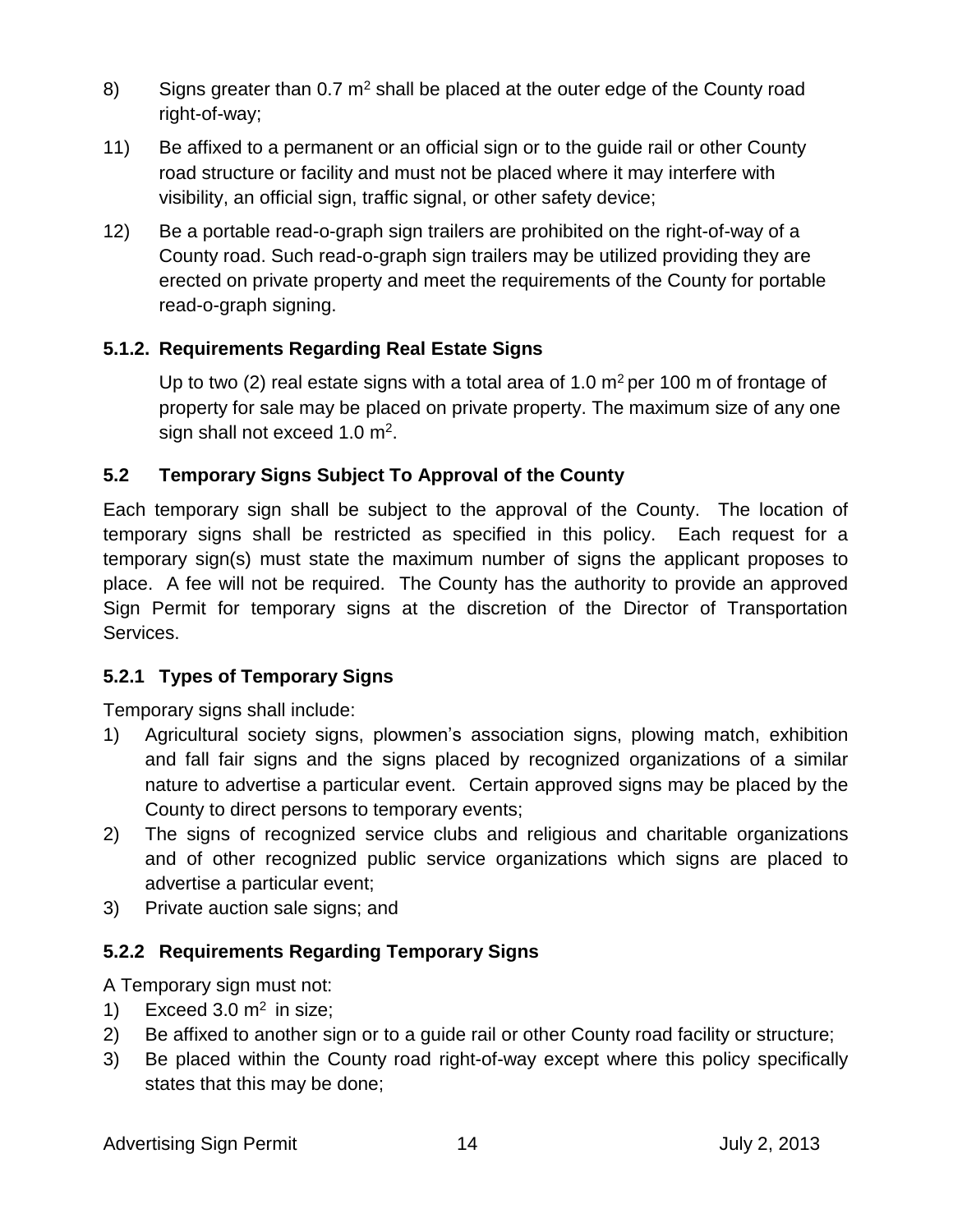8) Signs greater than 0.7 $m^2$ shall be placed at the outer edge of the County road right-of-way;

11) Be affixed to a permanent or an official sign or to the guide rail or other County road structure or facility and must not be placed where it may interfere with visibility, an official sign, traffic signal, or other safety device;

12) Be a portable read-o-graph sign trailers are prohibited on the right-of-way of a County road. Such read-o-graph sign trailers may be utilized providing they are erected on private property and meet the requirements of the County for portable read-o-graph signing.

### 5.1.2. Requirements Regarding Real Estate Signs

Up to two (2) real estate signs with a total area of 1.0 $m^2$ per 100 m of frontage of property for sale may be placed on private property. The maximum size of any one sign shall not exceed 1.0 $m^2$.

## 5.2 Temporary Signs Subject To Approval of the County

Each temporary sign shall be subject to the approval of the County. The location of temporary signs shall be restricted as specified in this policy. Each request for a temporary sign(s) must state the maximum number of signs the applicant proposes to place. A fee will not be required. The County has the authority to provide an approved Sign Permit for temporary signs at the discretion of the Director of Transportation Services.

### 5.2.1 Types of Temporary Signs

Temporary signs shall include:

1) Agricultural society signs, plowmen's association signs, plowing match, exhibition and fall fair signs and the signs placed by recognized organizations of a similar nature to advertise a particular event. Certain approved signs may be placed by the County to direct persons to temporary events;
2) The signs of recognized service clubs and religious and charitable organizations and of other recognized public service organizations which signs are placed to advertise a particular event;
3) Private auction sale signs; and

### 5.2.2 Requirements Regarding Temporary Signs

A Temporary sign must not:

1) Exceed 3.0 $m^2$ in size;
2) Be affixed to another sign or to a guide rail or other County road facility or structure;
3) Be placed within the County road right-of-way except where this policy specifically states that this may be done;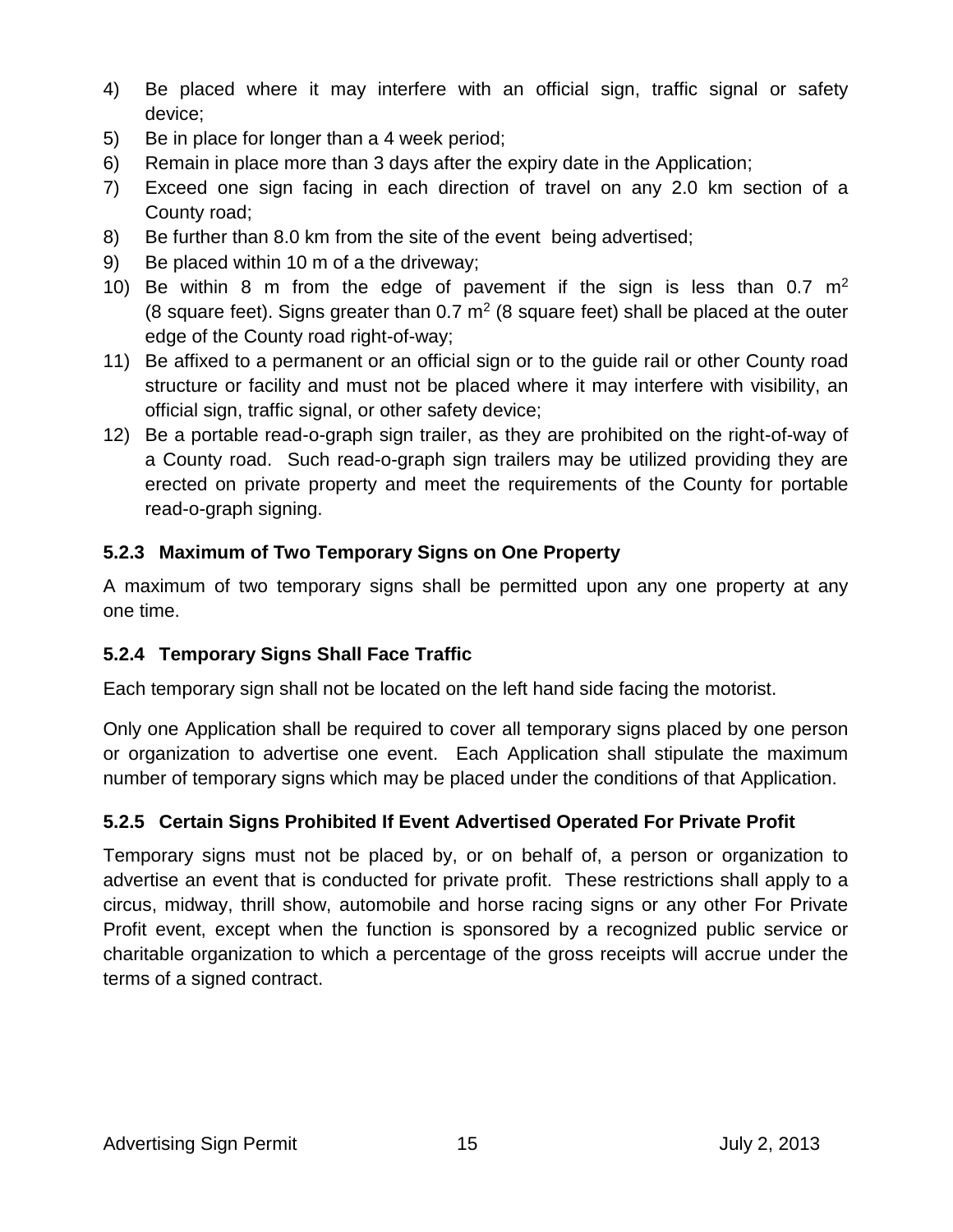4) Be placed where it may interfere with an official sign, traffic signal or safety device;
5) Be in place for longer than a 4 week period;
6) Remain in place more than 3 days after the expiry date in the Application;
7) Exceed one sign facing in each direction of travel on any 2.0 km section of a County road;
8) Be further than 8.0 km from the site of the event being advertised;
9) Be placed within 10 m of a the driveway;
10) Be within 8 m from the edge of pavement if the sign is less than 0.7 $m^2$ (8 square feet). Signs greater than 0.7 $m^2$ (8 square feet) shall be placed at the outer edge of the County road right-of-way;
11) Be affixed to a permanent or an official sign or to the guide rail or other County road structure or facility and must not be placed where it may interfere with visibility, an official sign, traffic signal, or other safety device;
12) Be a portable read-o-graph sign trailer, as they are prohibited on the right-of-way of a County road. Such read-o-graph sign trailers may be utilized providing they are erected on private property and meet the requirements of the County for portable read-o-graph signing.

### 5.2.3 Maximum of Two Temporary Signs on One Property

A maximum of two temporary signs shall be permitted upon any one property at any one time.

### 5.2.4 Temporary Signs Shall Face Traffic

Each temporary sign shall not be located on the left hand side facing the motorist.

Only one Application shall be required to cover all temporary signs placed by one person or organization to advertise one event. Each Application shall stipulate the maximum number of temporary signs which may be placed under the conditions of that Application.

### 5.2.5 Certain Signs Prohibited If Event Advertised Operated For Private Profit

Temporary signs must not be placed by, or on behalf of, a person or organization to advertise an event that is conducted for private profit. These restrictions shall apply to a circus, midway, thrill show, automobile and horse racing signs or any other For Private Profit event, except when the function is sponsored by a recognized public service or charitable organization to which a percentage of the gross receipts will accrue under the terms of a signed contract.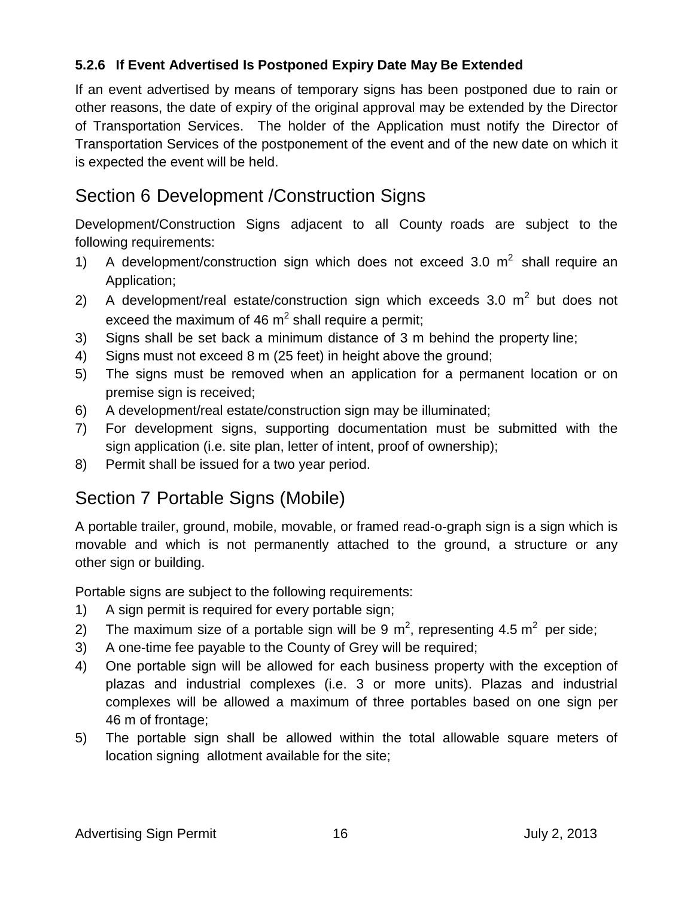### 5.2.6 If Event Advertised Is Postponed Expiry Date May Be Extended

If an event advertised by means of temporary signs has been postponed due to rain or other reasons, the date of expiry of the original approval may be extended by the Director of Transportation Services. The holder of the Application must notify the Director of Transportation Services of the postponement of the event and of the new date on which it is expected the event will be held.

## Section 6 Development /Construction Signs

Development/Construction Signs adjacent to all County roads are subject to the following requirements:

1) A development/construction sign which does not exceed 3.0 $m^2$ shall require an Application;
2) A development/real estate/construction sign which exceeds 3.0 $m^2$ but does not exceed the maximum of 46 $m^2$ shall require a permit;
3) Signs shall be set back a minimum distance of 3 m behind the property line;
4) Signs must not exceed 8 m (25 feet) in height above the ground;
5) The signs must be removed when an application for a permanent location or on premise sign is received;
6) A development/real estate/construction sign may be illuminated;
7) For development signs, supporting documentation must be submitted with the sign application (i.e. site plan, letter of intent, proof of ownership);
8) Permit shall be issued for a two year period.

## Section 7 Portable Signs (Mobile)

A portable trailer, ground, mobile, movable, or framed read-o-graph sign is a sign which is movable and which is not permanently attached to the ground, a structure or any other sign or building.

Portable signs are subject to the following requirements:

1) A sign permit is required for every portable sign;
2) The maximum size of a portable sign will be 9 $m^2$, representing 4.5 $m^2$ per side;
3) A one-time fee payable to the County of Grey will be required;
4) One portable sign will be allowed for each business property with the exception of plazas and industrial complexes (i.e. 3 or more units). Plazas and industrial complexes will be allowed a maximum of three portables based on one sign per 46 m of frontage;
5) The portable sign shall be allowed within the total allowable square meters of location signing allotment available for the site;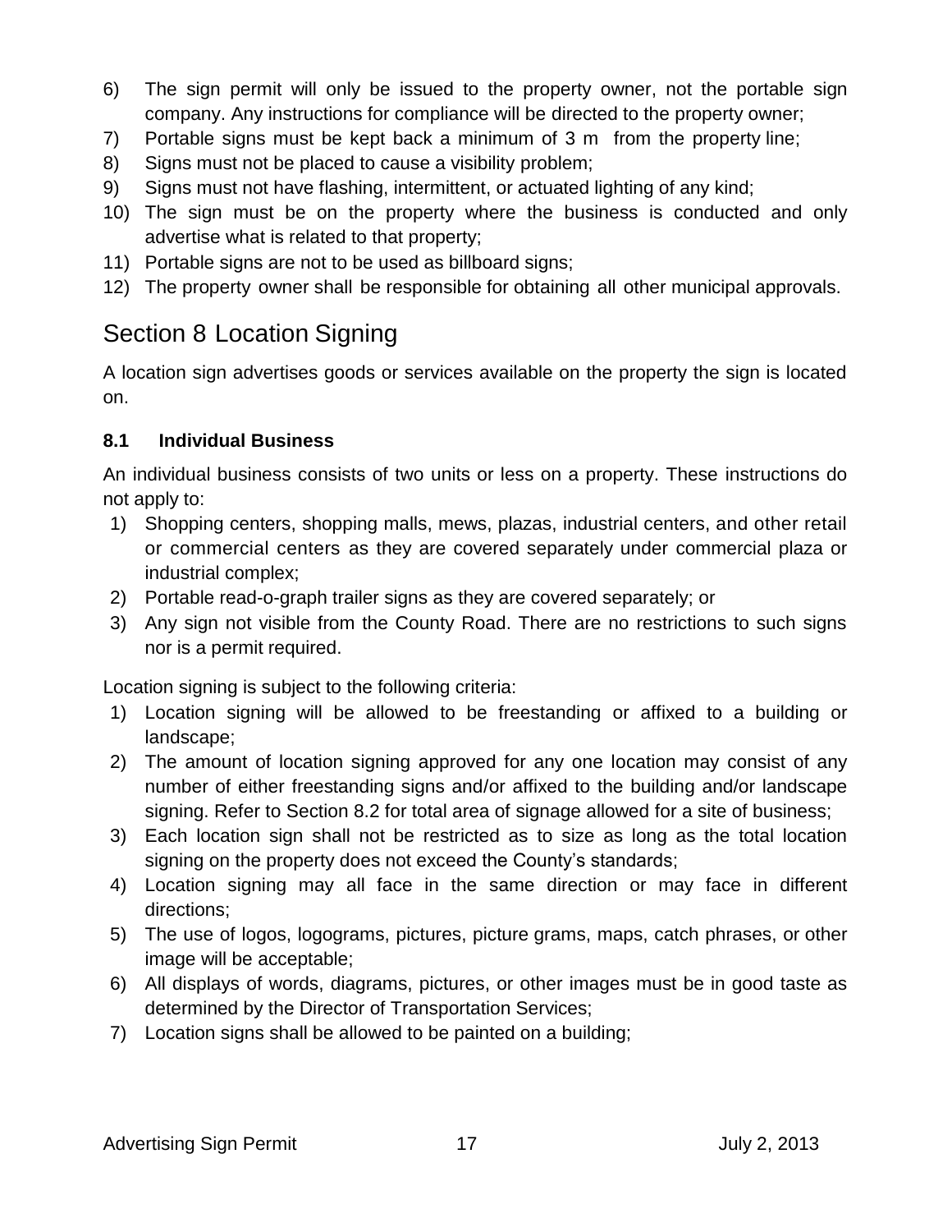6) The sign permit will only be issued to the property owner, not the portable sign company. Any instructions for compliance will be directed to the property owner;
7) Portable signs must be kept back a minimum of 3 m from the property line;
8) Signs must not be placed to cause a visibility problem;
9) Signs must not have flashing, intermittent, or actuated lighting of any kind;
10) The sign must be on the property where the business is conducted and only advertise what is related to that property;
11) Portable signs are not to be used as billboard signs;
12) The property owner shall be responsible for obtaining all other municipal approvals.

## Section 8 Location Signing

A location sign advertises goods or services available on the property the sign is located on.

### 8.1 Individual Business

An individual business consists of two units or less on a property. These instructions do not apply to:

1) Shopping centers, shopping malls, mews, plazas, industrial centers, and other retail or commercial centers as they are covered separately under commercial plaza or industrial complex;
2) Portable read-o-graph trailer signs as they are covered separately; or
3) Any sign not visible from the County Road. There are no restrictions to such signs nor is a permit required.

Location signing is subject to the following criteria:

1) Location signing will be allowed to be freestanding or affixed to a building or landscape;
2) The amount of location signing approved for any one location may consist of any number of either freestanding signs and/or affixed to the building and/or landscape signing. Refer to Section 8.2 for total area of signage allowed for a site of business;
3) Each location sign shall not be restricted as to size as long as the total location signing on the property does not exceed the County's standards;
4) Location signing may all face in the same direction or may face in different directions;
5) The use of logos, logograms, pictures, picture grams, maps, catch phrases, or other image will be acceptable;
6) All displays of words, diagrams, pictures, or other images must be in good taste as determined by the Director of Transportation Services;
7) Location signs shall be allowed to be painted on a building;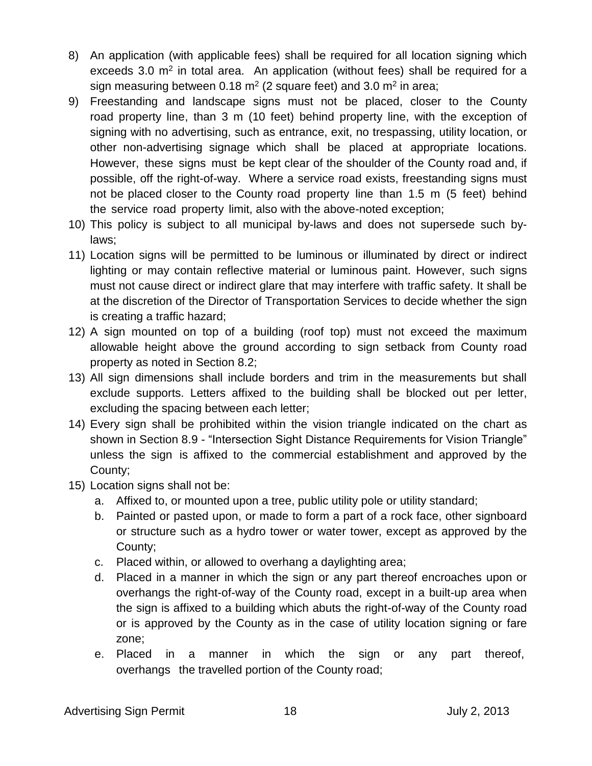8) An application (with applicable fees) shall be required for all location signing which exceeds 3.0 $m^2$ in total area. An application (without fees) shall be required for a sign measuring between 0.18 $m^2$ (2 square feet) and 3.0 $m^2$ in area;
9) Freestanding and landscape signs must not be placed, closer to the County road property line, than 3 m (10 feet) behind property line, with the exception of signing with no advertising, such as entrance, exit, no trespassing, utility location, or other non-advertising signage which shall be placed at appropriate locations. However, these signs must be kept clear of the shoulder of the County road and, if possible, off the right-of-way. Where a service road exists, freestanding signs must not be placed closer to the County road property line than 1.5 m (5 feet) behind the service road property limit, also with the above-noted exception;
10) This policy is subject to all municipal by-laws and does not supersede such by-laws;
11) Location signs will be permitted to be luminous or illuminated by direct or indirect lighting or may contain reflective material or luminous paint. However, such signs must not cause direct or indirect glare that may interfere with traffic safety. It shall be at the discretion of the Director of Transportation Services to decide whether the sign is creating a traffic hazard;
12) A sign mounted on top of a building (roof top) must not exceed the maximum allowable height above the ground according to sign setback from County road property as noted in Section 8.2;
13) All sign dimensions shall include borders and trim in the measurements but shall exclude supports. Letters affixed to the building shall be blocked out per letter, excluding the spacing between each letter;
14) Every sign shall be prohibited within the vision triangle indicated on the chart as shown in Section 8.9 - "Intersection Sight Distance Requirements for Vision Triangle" unless the sign is affixed to the commercial establishment and approved by the County;
15) Location signs shall not be:
    a. Affixed to, or mounted upon a tree, public utility pole or utility standard;
    b. Painted or pasted upon, or made to form a part of a rock face, other signboard or structure such as a hydro tower or water tower, except as approved by the County;
    c. Placed within, or allowed to overhang a daylighting area;
    d. Placed in a manner in which the sign or any part thereof encroaches upon or overhangs the right-of-way of the County road, except in a built-up area when the sign is affixed to a building which abuts the right-of-way of the County road or is approved by the County as in the case of utility location signing or fare zone;
    e. Placed in a manner in which the sign or any part thereof, overhangs the travelled portion of the County road;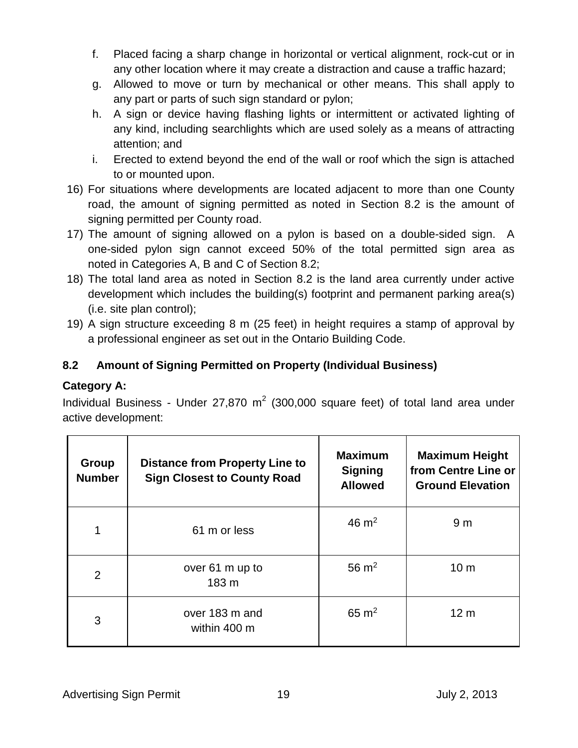f. Placed facing a sharp change in horizontal or vertical alignment, rock-cut or in any other location where it may create a distraction and cause a traffic hazard;
g. Allowed to move or turn by mechanical or other means. This shall apply to any part or parts of such sign standard or pylon;
h. A sign or device having flashing lights or intermittent or activated lighting of any kind, including searchlights which are used solely as a means of attracting attention; and
i. Erected to extend beyond the end of the wall or roof which the sign is attached to or mounted upon.

16) For situations where developments are located adjacent to more than one County road, the amount of signing permitted as noted in Section 8.2 is the amount of signing permitted per County road.
17) The amount of signing allowed on a pylon is based on a double-sided sign. A one-sided pylon sign cannot exceed 50% of the total permitted sign area as noted in Categories A, B and C of Section 8.2;
18) The total land area as noted in Section 8.2 is the land area currently under active development which includes the building(s) footprint and permanent parking area(s) (i.e. site plan control);
19) A sign structure exceeding 8 m (25 feet) in height requires a stamp of approval by a professional engineer as set out in the Ontario Building Code.

## 8.2 Amount of Signing Permitted on Property (Individual Business)

**Category A:**

Individual Business - Under 27,870 $m^2$ (300,000 square feet) of total land area under active development:

| Group Number | Distance from Property Line to Sign Closest to County Road | Maximum Signing Allowed | Maximum Height from Centre Line or Ground Elevation |
|---|---|---|---|
| 1 | 61 m or less | 46 $m^2$ | 9 m |
| 2 | over 61 m up to 183 m | 56 $m^2$ | 10 m |
| 3 | over 183 m and within 400 m | 65 $m^2$ | 12 m |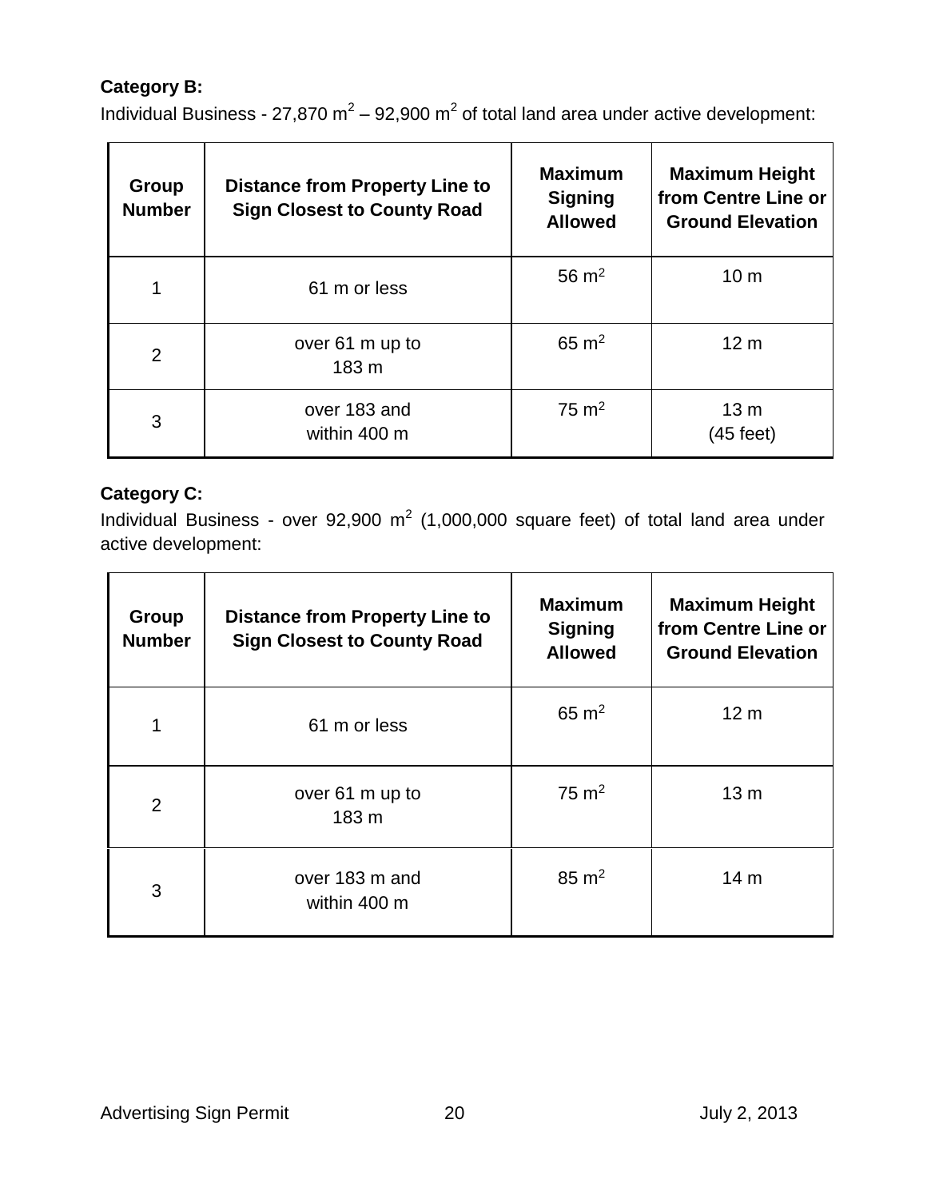**Category B:**

Individual Business - 27,870 $m^2$ – 92,900 $m^2$ of total land area under active development:

| Group Number | Distance from Property Line to Sign Closest to County Road | Maximum Signing Allowed | Maximum Height from Centre Line or Ground Elevation |
|---|---|---|---|
| 1 | 61 m or less | 56 $m^2$ | 10 m |
| 2 | over 61 m up to 183 m | 65 $m^2$ | 12 m |
| 3 | over 183 and within 400 m | 75 $m^2$ | 13 m (45 feet) |

**Category C:**

Individual Business - over 92,900 $m^2$ (1,000,000 square feet) of total land area under active development:

| Group Number | Distance from Property Line to Sign Closest to County Road | Maximum Signing Allowed | Maximum Height from Centre Line or Ground Elevation |
|---|---|---|---|
| 1 | 61 m or less | 65 $m^2$ | 12 m |
| 2 | over 61 m up to 183 m | 75 $m^2$ | 13 m |
| 3 | over 183 m and within 400 m | 85 $m^2$ | 14 m |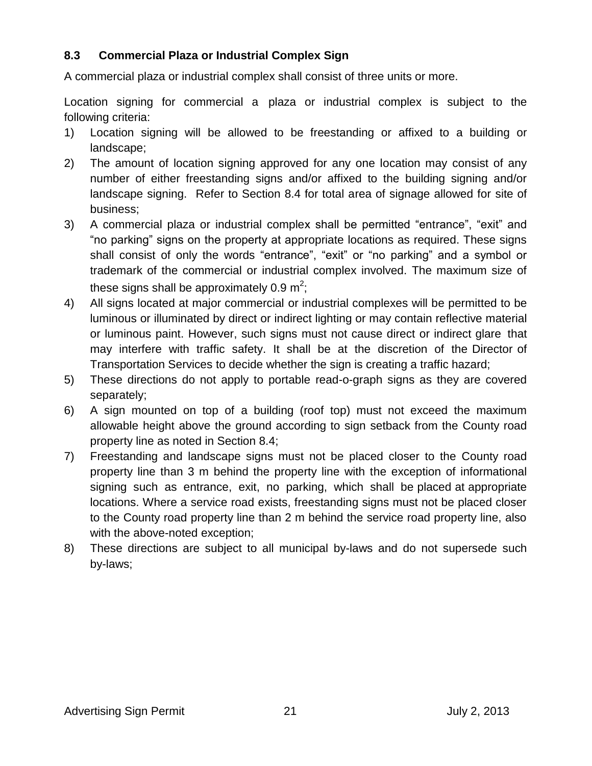### 8.3 Commercial Plaza or Industrial Complex Sign

A commercial plaza or industrial complex shall consist of three units or more.

Location signing for commercial a plaza or industrial complex is subject to the following criteria:

1) Location signing will be allowed to be freestanding or affixed to a building or landscape;
2) The amount of location signing approved for any one location may consist of any number of either freestanding signs and/or affixed to the building signing and/or landscape signing. Refer to Section 8.4 for total area of signage allowed for site of business;
3) A commercial plaza or industrial complex shall be permitted “entrance”, “exit” and “no parking” signs on the property at appropriate locations as required. These signs shall consist of only the words “entrance”, “exit” or “no parking” and a symbol or trademark of the commercial or industrial complex involved. The maximum size of these signs shall be approximately 0.9 $m^2$;
4) All signs located at major commercial or industrial complexes will be permitted to be luminous or illuminated by direct or indirect lighting or may contain reflective material or luminous paint. However, such signs must not cause direct or indirect glare that may interfere with traffic safety. It shall be at the discretion of the Director of Transportation Services to decide whether the sign is creating a traffic hazard;
5) These directions do not apply to portable read-o-graph signs as they are covered separately;
6) A sign mounted on top of a building (roof top) must not exceed the maximum allowable height above the ground according to sign setback from the County road property line as noted in Section 8.4;
7) Freestanding and landscape signs must not be placed closer to the County road property line than 3 m behind the property line with the exception of informational signing such as entrance, exit, no parking, which shall be placed at appropriate locations. Where a service road exists, freestanding signs must not be placed closer to the County road property line than 2 m behind the service road property line, also with the above-noted exception;
8) These directions are subject to all municipal by-laws and do not supersede such by-laws;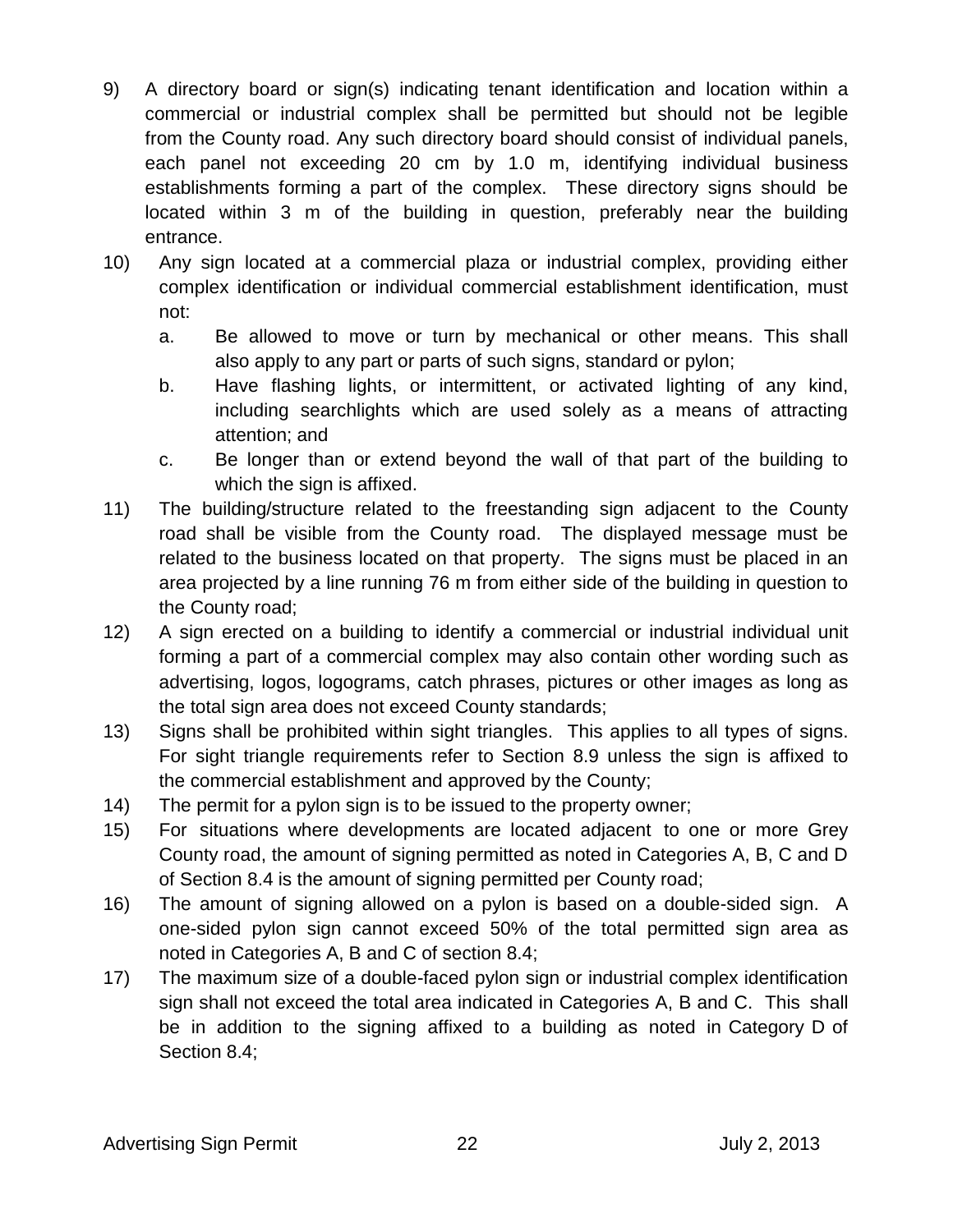9) A directory board or sign(s) indicating tenant identification and location within a commercial or industrial complex shall be permitted but should not be legible from the County road. Any such directory board should consist of individual panels, each panel not exceeding 20 cm by 1.0 m, identifying individual business establishments forming a part of the complex. These directory signs should be located within 3 m of the building in question, preferably near the building entrance.
10) Any sign located at a commercial plaza or industrial complex, providing either complex identification or individual commercial establishment identification, must not:
    a. Be allowed to move or turn by mechanical or other means. This shall also apply to any part or parts of such signs, standard or pylon;
    b. Have flashing lights, or intermittent, or activated lighting of any kind, including searchlights which are used solely as a means of attracting attention; and
    c. Be longer than or extend beyond the wall of that part of the building to which the sign is affixed.
11) The building/structure related to the freestanding sign adjacent to the County road shall be visible from the County road. The displayed message must be related to the business located on that property. The signs must be placed in an area projected by a line running 76 m from either side of the building in question to the County road;
12) A sign erected on a building to identify a commercial or industrial individual unit forming a part of a commercial complex may also contain other wording such as advertising, logos, logograms, catch phrases, pictures or other images as long as the total sign area does not exceed County standards;
13) Signs shall be prohibited within sight triangles. This applies to all types of signs. For sight triangle requirements refer to Section 8.9 unless the sign is affixed to the commercial establishment and approved by the County;
14) The permit for a pylon sign is to be issued to the property owner;
15) For situations where developments are located adjacent to one or more Grey County road, the amount of signing permitted as noted in Categories A, B, C and D of Section 8.4 is the amount of signing permitted per County road;
16) The amount of signing allowed on a pylon is based on a double-sided sign. A one-sided pylon sign cannot exceed 50% of the total permitted sign area as noted in Categories A, B and C of section 8.4;
17) The maximum size of a double-faced pylon sign or industrial complex identification sign shall not exceed the total area indicated in Categories A, B and C. This shall be in addition to the signing affixed to a building as noted in Category D of Section 8.4;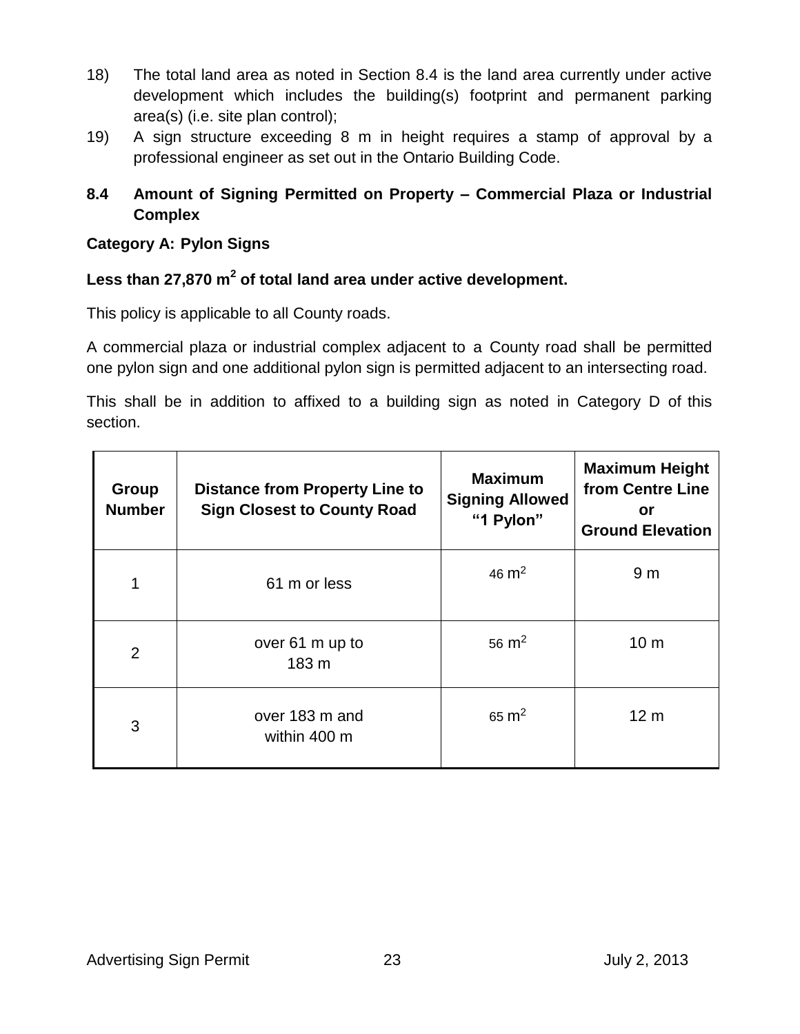18) The total land area as noted in Section 8.4 is the land area currently under active development which includes the building(s) footprint and permanent parking area(s) (i.e. site plan control);

19) A sign structure exceeding 8 m in height requires a stamp of approval by a professional engineer as set out in the Ontario Building Code.

## 8.4 Amount of Signing Permitted on Property – Commercial Plaza or Industrial Complex

**Category A: Pylon Signs**

**Less than 27,870 $m^2$ of total land area under active development.**

This policy is applicable to all County roads.

A commercial plaza or industrial complex adjacent to a County road shall be permitted one pylon sign and one additional pylon sign is permitted adjacent to an intersecting road.

This shall be in addition to affixed to a building sign as noted in Category D of this section.

| Group Number | Distance from Property Line to Sign Closest to County Road | Maximum Signing Allowed "1 Pylon" | Maximum Height from Centre Line or Ground Elevation |
|---|---|---|---|
| 1 | 61 m or less | 46 $m^2$ | 9 m |
| 2 | over 61 m up to 183 m | 56 $m^2$ | 10 m |
| 3 | over 183 m and within 400 m | 65 $m^2$ | 12 m |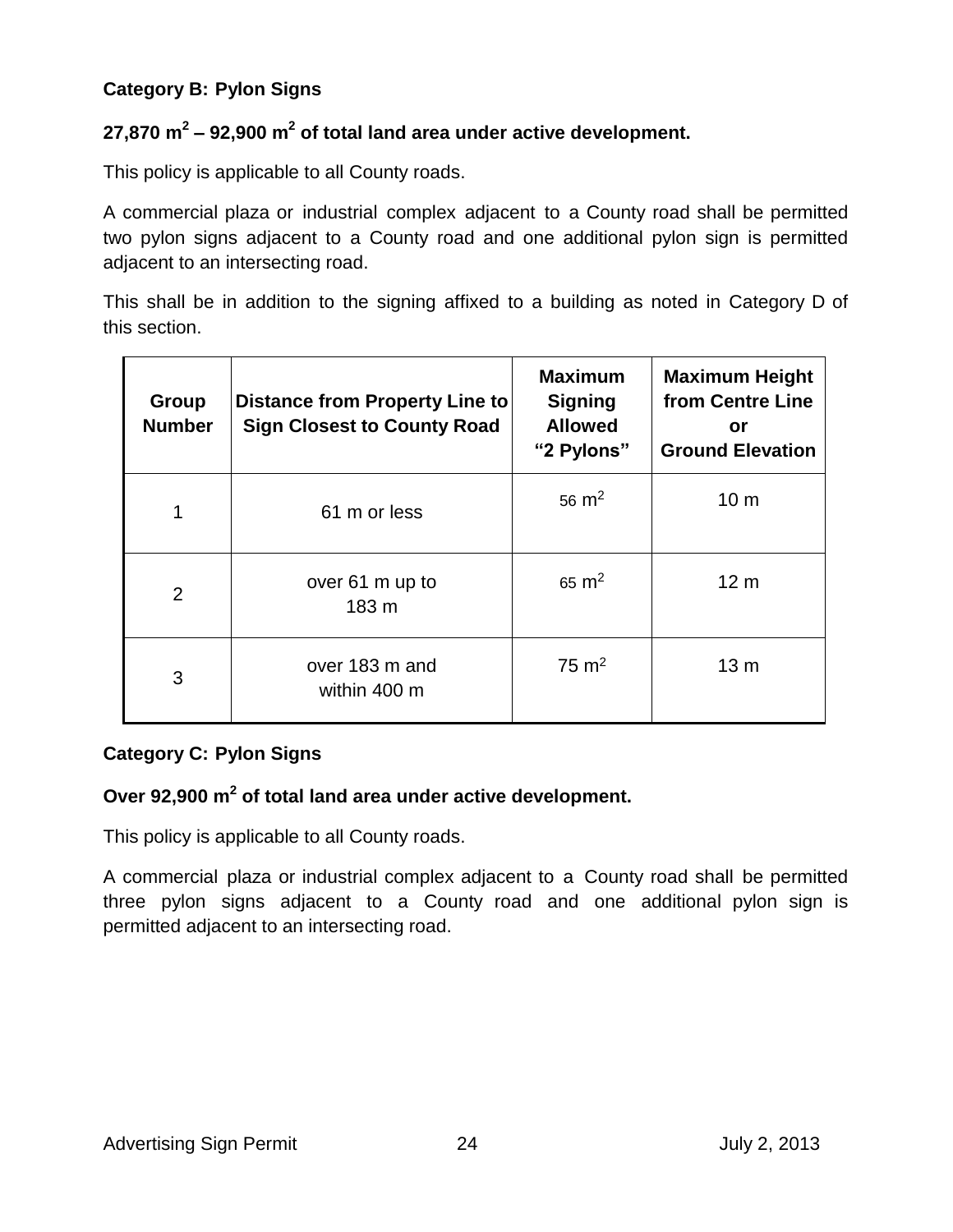**Category B: Pylon Signs**

**27,870 m$^2$ – 92,900 m$^2$ of total land area under active development.**

This policy is applicable to all County roads.

A commercial plaza or industrial complex adjacent to a County road shall be permitted two pylon signs adjacent to a County road and one additional pylon sign is permitted adjacent to an intersecting road.

This shall be in addition to the signing affixed to a building as noted in Category D of this section.

| Group Number | Distance from Property Line to Sign Closest to County Road | Maximum Signing Allowed "2 Pylons" | Maximum Height from Centre Line or Ground Elevation |
|---|---|---|---|
| 1 | 61 m or less | 56 m$^2$ | 10 m |
| 2 | over 61 m up to 183 m | 65 m$^2$ | 12 m |
| 3 | over 183 m and within 400 m | 75 m$^2$ | 13 m |

**Category C: Pylon Signs**

**Over 92,900 m$^2$ of total land area under active development.**

This policy is applicable to all County roads.

A commercial plaza or industrial complex adjacent to a County road shall be permitted three pylon signs adjacent to a County road and one additional pylon sign is permitted adjacent to an intersecting road.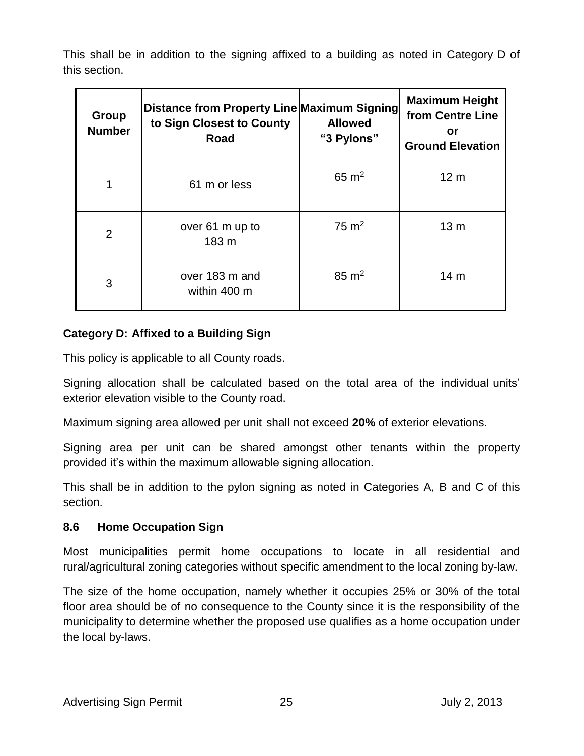This shall be in addition to the signing affixed to a building as noted in Category D of this section.

| Group Number | Distance from Property Line to Sign Closest to County Road | Maximum Signing Allowed "3 Pylons" | Maximum Height from Centre Line or Ground Elevation |
|---|---|---|---|
| 1 | 61 m or less | 65 $m^2$ | 12 m |
| 2 | over 61 m up to 183 m | 75 $m^2$ | 13 m |
| 3 | over 183 m and within 400 m | 85 $m^2$ | 14 m |

**Category D: Affixed to a Building Sign**

This policy is applicable to all County roads.

Signing allocation shall be calculated based on the total area of the individual units' exterior elevation visible to the County road.

Maximum signing area allowed per unit shall not exceed **20%** of exterior elevations.

Signing area per unit can be shared amongst other tenants within the property provided it's within the maximum allowable signing allocation.

This shall be in addition to the pylon signing as noted in Categories A, B and C of this section.

### 8.6 Home Occupation Sign

Most municipalities permit home occupations to locate in all residential and rural/agricultural zoning categories without specific amendment to the local zoning by-law.

The size of the home occupation, namely whether it occupies 25% or 30% of the total floor area should be of no consequence to the County since it is the responsibility of the municipality to determine whether the proposed use qualifies as a home occupation under the local by-laws.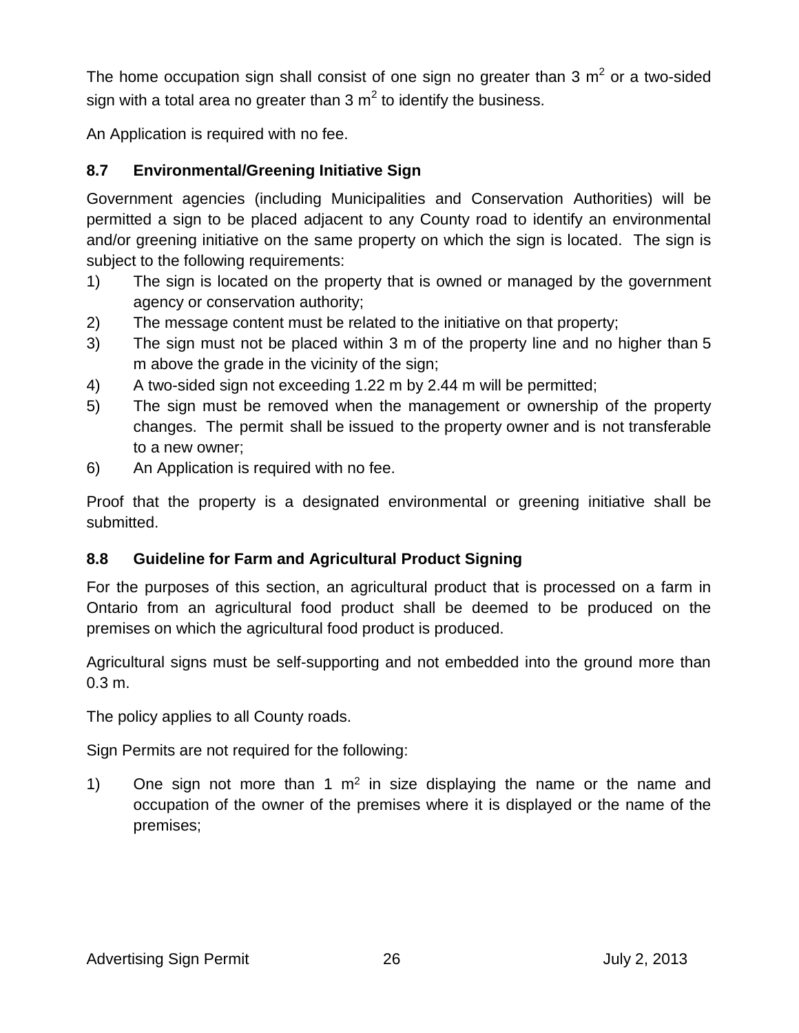The home occupation sign shall consist of one sign no greater than 3 $m^2$ or a two-sided sign with a total area no greater than 3 $m^2$ to identify the business.

An Application is required with no fee.

### 8.7 Environmental/Greening Initiative Sign

Government agencies (including Municipalities and Conservation Authorities) will be permitted a sign to be placed adjacent to any County road to identify an environmental and/or greening initiative on the same property on which the sign is located. The sign is subject to the following requirements:

1) The sign is located on the property that is owned or managed by the government agency or conservation authority;
2) The message content must be related to the initiative on that property;
3) The sign must not be placed within 3 m of the property line and no higher than 5 m above the grade in the vicinity of the sign;
4) A two-sided sign not exceeding 1.22 m by 2.44 m will be permitted;
5) The sign must be removed when the management or ownership of the property changes. The permit shall be issued to the property owner and is not transferable to a new owner;
6) An Application is required with no fee.

Proof that the property is a designated environmental or greening initiative shall be submitted.

### 8.8 Guideline for Farm and Agricultural Product Signing

For the purposes of this section, an agricultural product that is processed on a farm in Ontario from an agricultural food product shall be deemed to be produced on the premises on which the agricultural food product is produced.

Agricultural signs must be self-supporting and not embedded into the ground more than 0.3 m.

The policy applies to all County roads.

Sign Permits are not required for the following:

1) One sign not more than 1 $m^2$ in size displaying the name or the name and occupation of the owner of the premises where it is displayed or the name of the premises;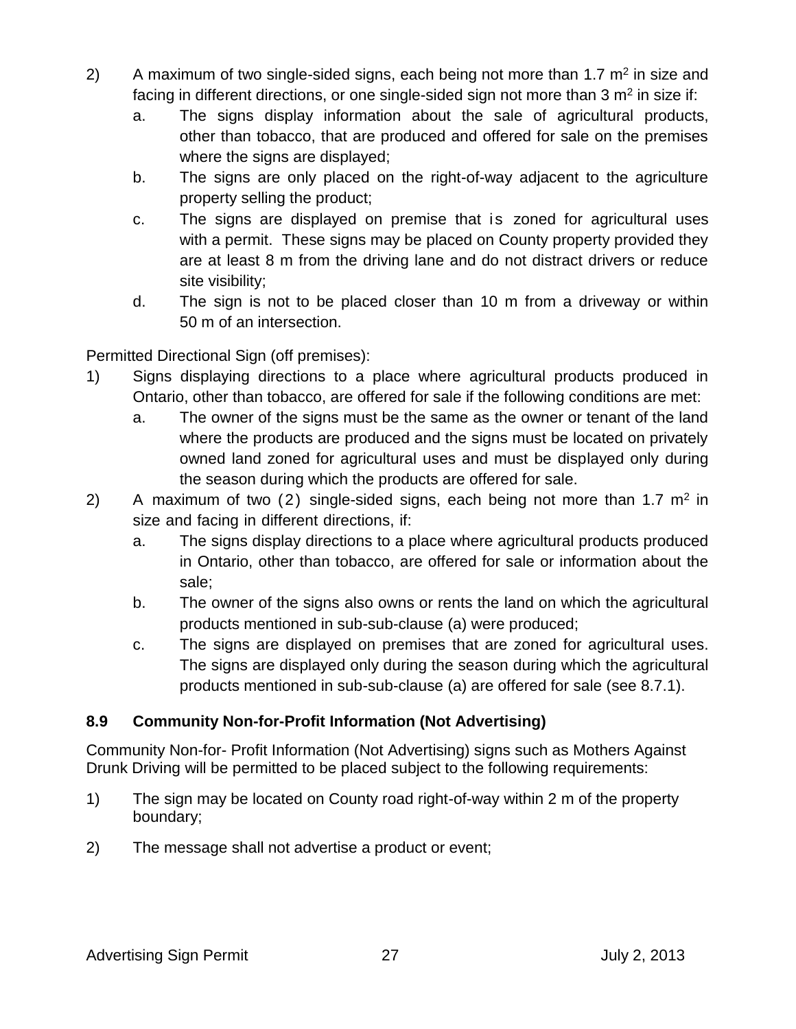2) A maximum of two single-sided signs, each being not more than 1.7 $m^2$ in size and facing in different directions, or one single-sided sign not more than 3 $m^2$ in size if:
   a. The signs display information about the sale of agricultural products, other than tobacco, that are produced and offered for sale on the premises where the signs are displayed;
   b. The signs are only placed on the right-of-way adjacent to the agriculture property selling the product;
   c. The signs are displayed on premise that is zoned for agricultural uses with a permit. These signs may be placed on County property provided they are at least 8 m from the driving lane and do not distract drivers or reduce site visibility;
   d. The sign is not to be placed closer than 10 m from a driveway or within 50 m of an intersection.

Permitted Directional Sign (off premises):

1) Signs displaying directions to a place where agricultural products produced in Ontario, other than tobacco, are offered for sale if the following conditions are met:
   a. The owner of the signs must be the same as the owner or tenant of the land where the products are produced and the signs must be located on privately owned land zoned for agricultural uses and must be displayed only during the season during which the products are offered for sale.
2) A maximum of two (2) single-sided signs, each being not more than 1.7 $m^2$ in size and facing in different directions, if:
   a. The signs display directions to a place where agricultural products produced in Ontario, other than tobacco, are offered for sale or information about the sale;
   b. The owner of the signs also owns or rents the land on which the agricultural products mentioned in sub-sub-clause (a) were produced;
   c. The signs are displayed on premises that are zoned for agricultural uses. The signs are displayed only during the season during which the agricultural products mentioned in sub-sub-clause (a) are offered for sale (see 8.7.1).

### 8.9 Community Non-for-Profit Information (Not Advertising)

Community Non-for- Profit Information (Not Advertising) signs such as Mothers Against Drunk Driving will be permitted to be placed subject to the following requirements:

1) The sign may be located on County road right-of-way within 2 m of the property boundary;
2) The message shall not advertise a product or event;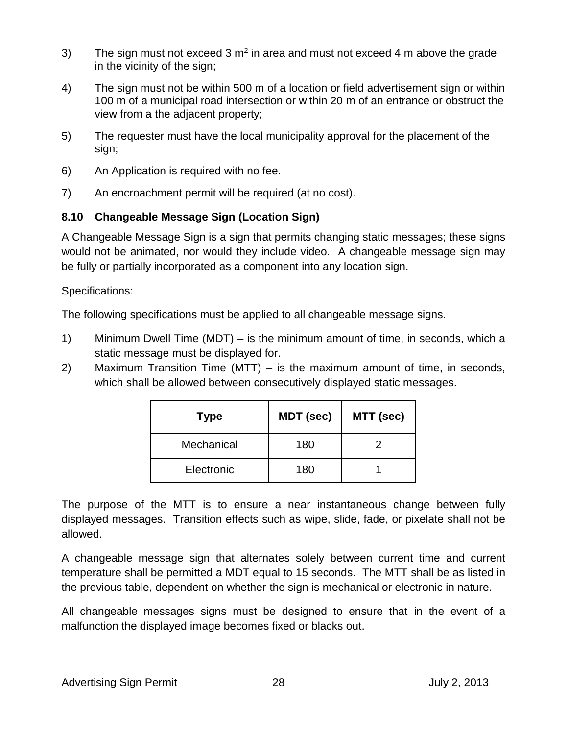3) The sign must not exceed 3 $m^2$ in area and must not exceed 4 m above the grade in the vicinity of the sign;

4) The sign must not be within 500 m of a location or field advertisement sign or within 100 m of a municipal road intersection or within 20 m of an entrance or obstruct the view from a the adjacent property;

5) The requester must have the local municipality approval for the placement of the sign;

6) An Application is required with no fee.

7) An encroachment permit will be required (at no cost).

### 8.10 Changeable Message Sign (Location Sign)

A Changeable Message Sign is a sign that permits changing static messages; these signs would not be animated, nor would they include video. A changeable message sign may be fully or partially incorporated as a component into any location sign.

Specifications:

The following specifications must be applied to all changeable message signs.

1) Minimum Dwell Time (MDT) – is the minimum amount of time, in seconds, which a static message must be displayed for.

2) Maximum Transition Time (MTT) – is the maximum amount of time, in seconds, which shall be allowed between consecutively displayed static messages.

| Type | MDT (sec) | MTT (sec) |
| --- | --- | --- |
| Mechanical | 180 | 2 |
| Electronic | 180 | 1 |

The purpose of the MTT is to ensure a near instantaneous change between fully displayed messages. Transition effects such as wipe, slide, fade, or pixelate shall not be allowed.

A changeable message sign that alternates solely between current time and current temperature shall be permitted a MDT equal to 15 seconds. The MTT shall be as listed in the previous table, dependent on whether the sign is mechanical or electronic in nature.

All changeable messages signs must be designed to ensure that in the event of a malfunction the displayed image becomes fixed or blacks out.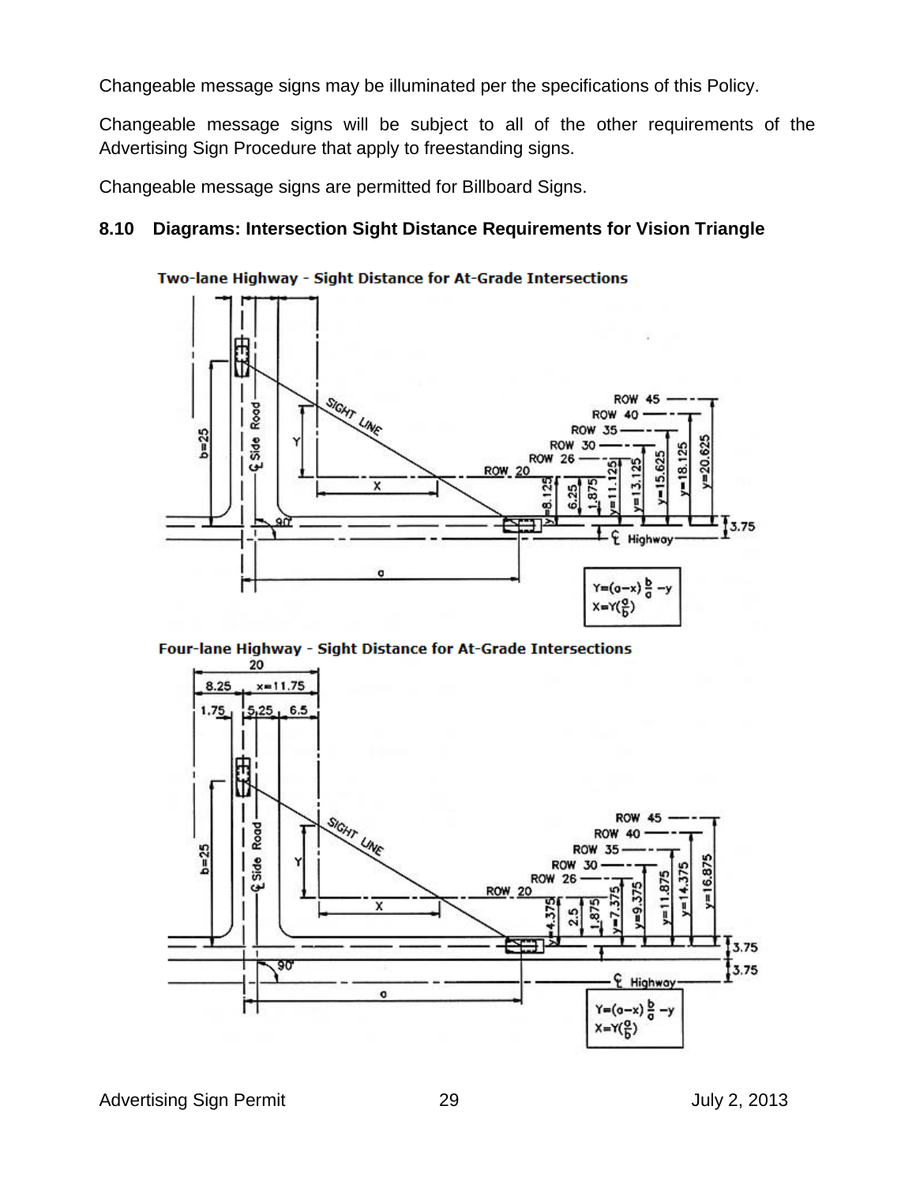Changeable message signs may be illuminated per the specifications of this Policy.

Changeable message signs will be subject to all of the other requirements of the Advertising Sign Procedure that apply to freestanding signs.

Changeable message signs are permitted for Billboard Signs.

## 8.10 Diagrams: Intersection Sight Distance Requirements for Vision Triangle

**Two-lane Highway - Sight Distance for At-Grade Intersections**

$$Y = (a - x)\frac{b}{a} - y$$

$$X = Y\left(\frac{a}{b}\right)$$

**Four-lane Highway - Sight Distance for At-Grade Intersections**

$$Y = (a - x)\frac{b}{a} - y$$

$$X = Y\left(\frac{a}{b}\right)$$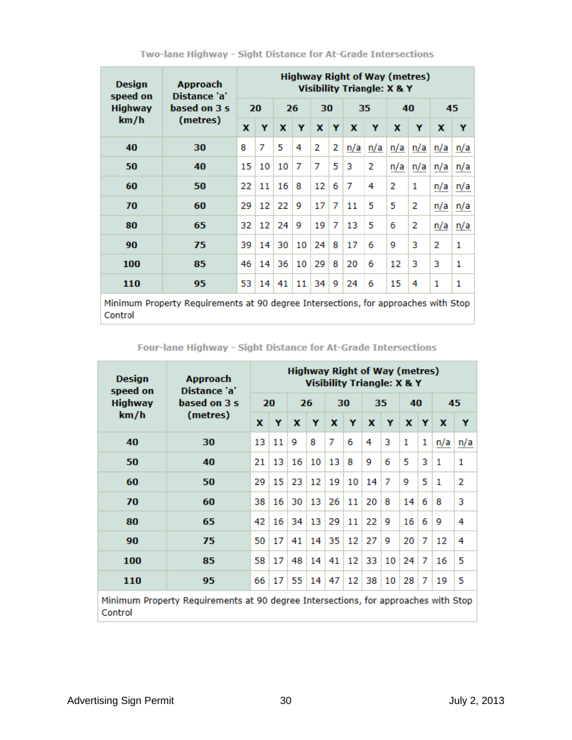### Two-lane Highway - Sight Distance for At-Grade Intersections

| Design speed on Highway km/h | Approach Distance 'a' based on 3 s (metres) | Highway Right of Way (metres) Visibility Triangle: X & Y | | | | | | | | | | | |
|---|---|---|---|---|---|---|---|---|---|---|---|---|---|
| | | 20 | | 26 | | 30 | | 35 | | 40 | | 45 | |
| | | X | Y | X | Y | X | Y | X | Y | X | Y | X | Y |
| 40 | 30 | 8 | 7 | 5 | 4 | 2 | 2 | n/a | n/a | n/a | n/a | n/a | n/a |
| 50 | 40 | 15 | 10 | 10 | 7 | 7 | 5 | 3 | 2 | n/a | n/a | n/a | n/a |
| 60 | 50 | 22 | 11 | 16 | 8 | 12 | 6 | 7 | 4 | 2 | 1 | n/a | n/a |
| 70 | 60 | 29 | 12 | 22 | 9 | 17 | 7 | 11 | 5 | 5 | 2 | n/a | n/a |
| 80 | 65 | 32 | 12 | 24 | 9 | 19 | 7 | 13 | 5 | 6 | 2 | n/a | n/a |
| 90 | 75 | 39 | 14 | 30 | 10 | 24 | 8 | 17 | 6 | 9 | 3 | 2 | 1 |
| 100 | 85 | 46 | 14 | 36 | 10 | 29 | 8 | 20 | 6 | 12 | 3 | 3 | 1 |
| 110 | 95 | 53 | 14 | 41 | 11 | 34 | 9 | 24 | 6 | 15 | 4 | 1 | 1 |

Minimum Property Requirements at 90 degree Intersections, for approaches with Stop Control

### Four-lane Highway - Sight Distance for At-Grade Intersections

| Design speed on Highway km/h | Approach Distance 'a' based on 3 s (metres) | Highway Right of Way (metres) Visibility Triangle: X & Y | | | | | | | | | | | |
|---|---|---|---|---|---|---|---|---|---|---|---|---|---|
| | | 20 | | 26 | | 30 | | 35 | | 40 | | 45 | |
| | | X | Y | X | Y | X | Y | X | Y | X | Y | X | Y |
| 40 | 30 | 13 | 11 | 9 | 8 | 7 | 6 | 4 | 3 | 1 | 1 | n/a | n/a |
| 50 | 40 | 21 | 13 | 16 | 10 | 13 | 8 | 9 | 6 | 5 | 3 | 1 | 1 |
| 60 | 50 | 29 | 15 | 23 | 12 | 19 | 10 | 14 | 7 | 9 | 5 | 1 | 2 |
| 70 | 60 | 38 | 16 | 30 | 13 | 26 | 11 | 20 | 8 | 14 | 6 | 8 | 3 |
| 80 | 65 | 42 | 16 | 34 | 13 | 29 | 11 | 22 | 9 | 16 | 6 | 9 | 4 |
| 90 | 75 | 50 | 17 | 41 | 14 | 35 | 12 | 27 | 9 | 20 | 7 | 12 | 4 |
| 100 | 85 | 58 | 17 | 48 | 14 | 41 | 12 | 33 | 10 | 24 | 7 | 16 | 5 |
| 110 | 95 | 66 | 17 | 55 | 14 | 47 | 12 | 38 | 10 | 28 | 7 | 19 | 5 |

Minimum Property Requirements at 90 degree Intersections, for approaches with Stop Control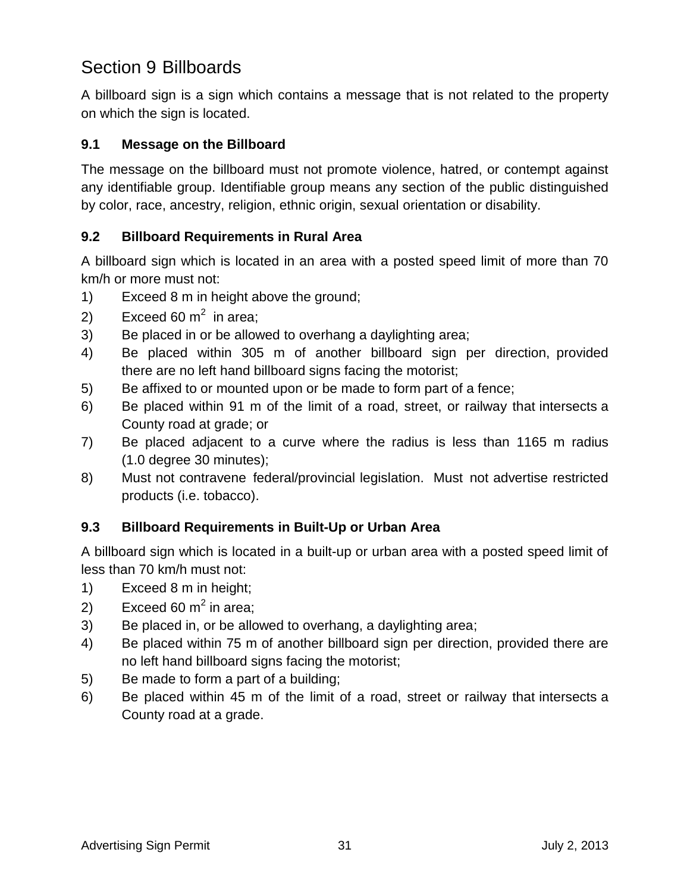# Section 9 Billboards

A billboard sign is a sign which contains a message that is not related to the property on which the sign is located.

### 9.1 Message on the Billboard

The message on the billboard must not promote violence, hatred, or contempt against any identifiable group. Identifiable group means any section of the public distinguished by color, race, ancestry, religion, ethnic origin, sexual orientation or disability.

### 9.2 Billboard Requirements in Rural Area

A billboard sign which is located in an area with a posted speed limit of more than 70 km/h or more must not:

1) Exceed 8 m in height above the ground;
2) Exceed 60 $m^2$ in area;
3) Be placed in or be allowed to overhang a daylighting area;
4) Be placed within 305 m of another billboard sign per direction, provided there are no left hand billboard signs facing the motorist;
5) Be affixed to or mounted upon or be made to form part of a fence;
6) Be placed within 91 m of the limit of a road, street, or railway that intersects a County road at grade; or
7) Be placed adjacent to a curve where the radius is less than 1165 m radius (1.0 degree 30 minutes);
8) Must not contravene federal/provincial legislation. Must not advertise restricted products (i.e. tobacco).

### 9.3 Billboard Requirements in Built-Up or Urban Area

A billboard sign which is located in a built-up or urban area with a posted speed limit of less than 70 km/h must not:

1) Exceed 8 m in height;
2) Exceed 60 $m^2$ in area;
3) Be placed in, or be allowed to overhang, a daylighting area;
4) Be placed within 75 m of another billboard sign per direction, provided there are no left hand billboard signs facing the motorist;
5) Be made to form a part of a building;
6) Be placed within 45 m of the limit of a road, street or railway that intersects a County road at a grade.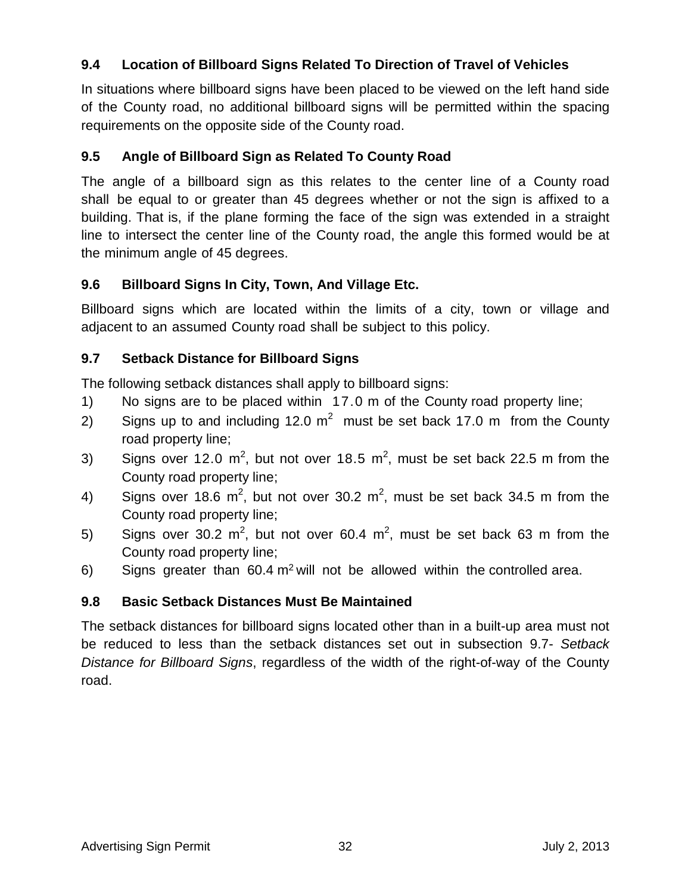### 9.4 Location of Billboard Signs Related To Direction of Travel of Vehicles

In situations where billboard signs have been placed to be viewed on the left hand side of the County road, no additional billboard signs will be permitted within the spacing requirements on the opposite side of the County road.

### 9.5 Angle of Billboard Sign as Related To County Road

The angle of a billboard sign as this relates to the center line of a County road shall be equal to or greater than 45 degrees whether or not the sign is affixed to a building. That is, if the plane forming the face of the sign was extended in a straight line to intersect the center line of the County road, the angle this formed would be at the minimum angle of 45 degrees.

### 9.6 Billboard Signs In City, Town, And Village Etc.

Billboard signs which are located within the limits of a city, town or village and adjacent to an assumed County road shall be subject to this policy.

### 9.7 Setback Distance for Billboard Signs

The following setback distances shall apply to billboard signs:

1) No signs are to be placed within 17.0 m of the County road property line;
2) Signs up to and including 12.0 $m^2$ must be set back 17.0 m from the County road property line;
3) Signs over 12.0 $m^2$, but not over 18.5 $m^2$, must be set back 22.5 m from the County road property line;
4) Signs over 18.6 $m^2$, but not over 30.2 $m^2$, must be set back 34.5 m from the County road property line;
5) Signs over 30.2 $m^2$, but not over 60.4 $m^2$, must be set back 63 m from the County road property line;
6) Signs greater than 60.4 $m^2$ will not be allowed within the controlled area.

### 9.8 Basic Setback Distances Must Be Maintained

The setback distances for billboard signs located other than in a built-up area must not be reduced to less than the setback distances set out in subsection 9.7- *Setback Distance for Billboard Signs*, regardless of the width of the right-of-way of the County road.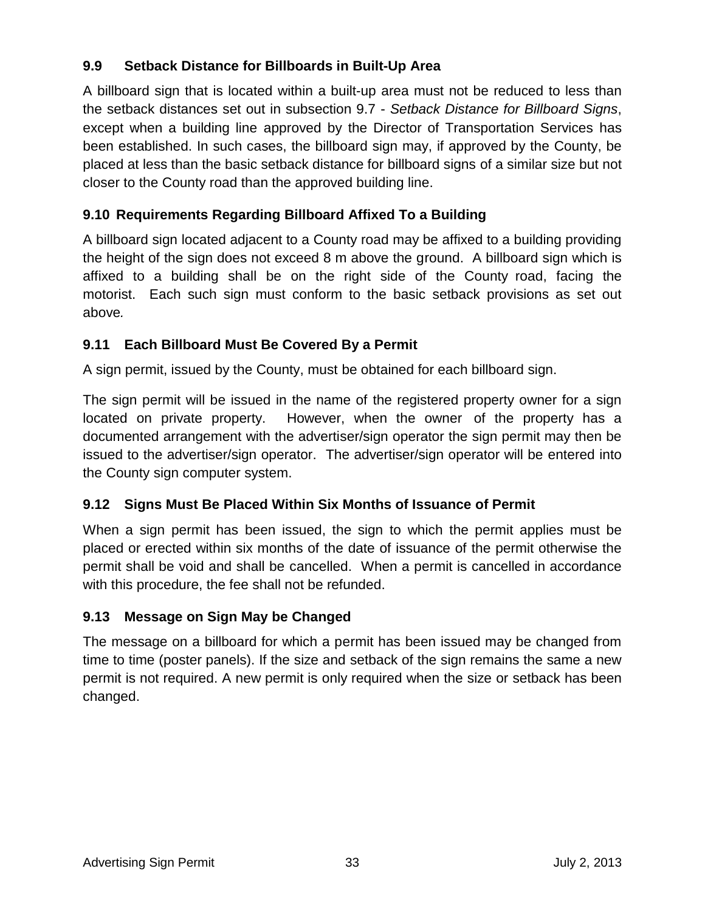### 9.9 Setback Distance for Billboards in Built-Up Area

A billboard sign that is located within a built-up area must not be reduced to less than the setback distances set out in subsection 9.7 - *Setback Distance for Billboard Signs*, except when a building line approved by the Director of Transportation Services has been established. In such cases, the billboard sign may, if approved by the County, be placed at less than the basic setback distance for billboard signs of a similar size but not closer to the County road than the approved building line.

### 9.10 Requirements Regarding Billboard Affixed To a Building

A billboard sign located adjacent to a County road may be affixed to a building providing the height of the sign does not exceed 8 m above the ground. A billboard sign which is affixed to a building shall be on the right side of the County road, facing the motorist. Each such sign must conform to the basic setback provisions as set out above.

### 9.11 Each Billboard Must Be Covered By a Permit

A sign permit, issued by the County, must be obtained for each billboard sign.

The sign permit will be issued in the name of the registered property owner for a sign located on private property. However, when the owner of the property has a documented arrangement with the advertiser/sign operator the sign permit may then be issued to the advertiser/sign operator. The advertiser/sign operator will be entered into the County sign computer system.

### 9.12 Signs Must Be Placed Within Six Months of Issuance of Permit

When a sign permit has been issued, the sign to which the permit applies must be placed or erected within six months of the date of issuance of the permit otherwise the permit shall be void and shall be cancelled. When a permit is cancelled in accordance with this procedure, the fee shall not be refunded.

### 9.13 Message on Sign May be Changed

The message on a billboard for which a permit has been issued may be changed from time to time (poster panels). If the size and setback of the sign remains the same a new permit is not required. A new permit is only required when the size or setback has been changed.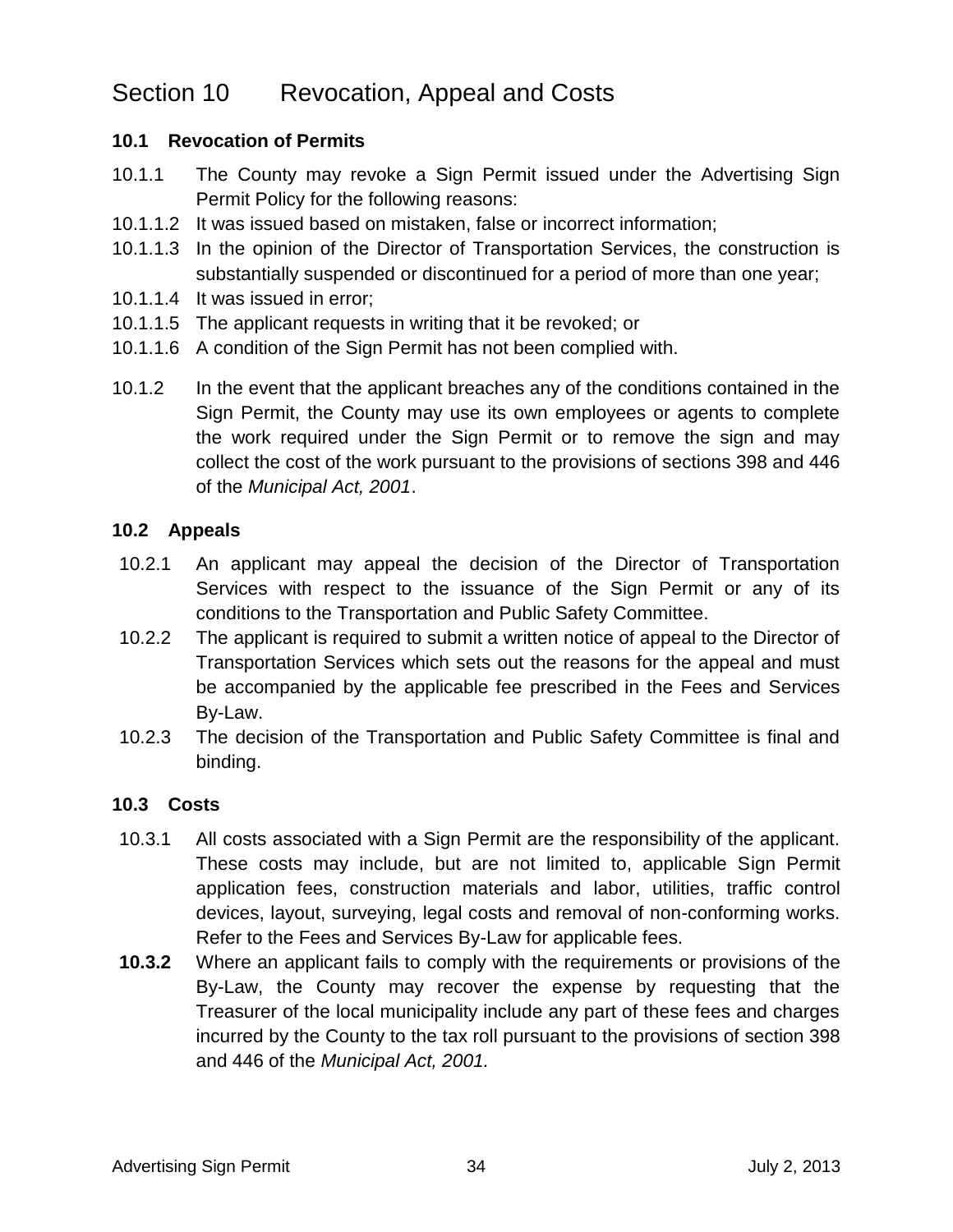# Section 10 Revocation, Appeal and Costs

## 10.1 Revocation of Permits

10.1.1 The County may revoke a Sign Permit issued under the Advertising Sign Permit Policy for the following reasons:

10.1.1.2 It was issued based on mistaken, false or incorrect information;

10.1.1.3 In the opinion of the Director of Transportation Services, the construction is substantially suspended or discontinued for a period of more than one year;

10.1.1.4 It was issued in error;

10.1.1.5 The applicant requests in writing that it be revoked; or

10.1.1.6 A condition of the Sign Permit has not been complied with.

10.1.2 In the event that the applicant breaches any of the conditions contained in the Sign Permit, the County may use its own employees or agents to complete the work required under the Sign Permit or to remove the sign and may collect the cost of the work pursuant to the provisions of sections 398 and 446 of the *Municipal Act, 2001*.

## 10.2 Appeals

10.2.1 An applicant may appeal the decision of the Director of Transportation Services with respect to the issuance of the Sign Permit or any of its conditions to the Transportation and Public Safety Committee.

10.2.2 The applicant is required to submit a written notice of appeal to the Director of Transportation Services which sets out the reasons for the appeal and must be accompanied by the applicable fee prescribed in the Fees and Services By-Law.

10.2.3 The decision of the Transportation and Public Safety Committee is final and binding.

## 10.3 Costs

10.3.1 All costs associated with a Sign Permit are the responsibility of the applicant. These costs may include, but are not limited to, applicable Sign Permit application fees, construction materials and labor, utilities, traffic control devices, layout, surveying, legal costs and removal of non-conforming works. Refer to the Fees and Services By-Law for applicable fees.

**10.3.2** Where an applicant fails to comply with the requirements or provisions of the By-Law, the County may recover the expense by requesting that the Treasurer of the local municipality include any part of these fees and charges incurred by the County to the tax roll pursuant to the provisions of section 398 and 446 of the *Municipal Act, 2001.*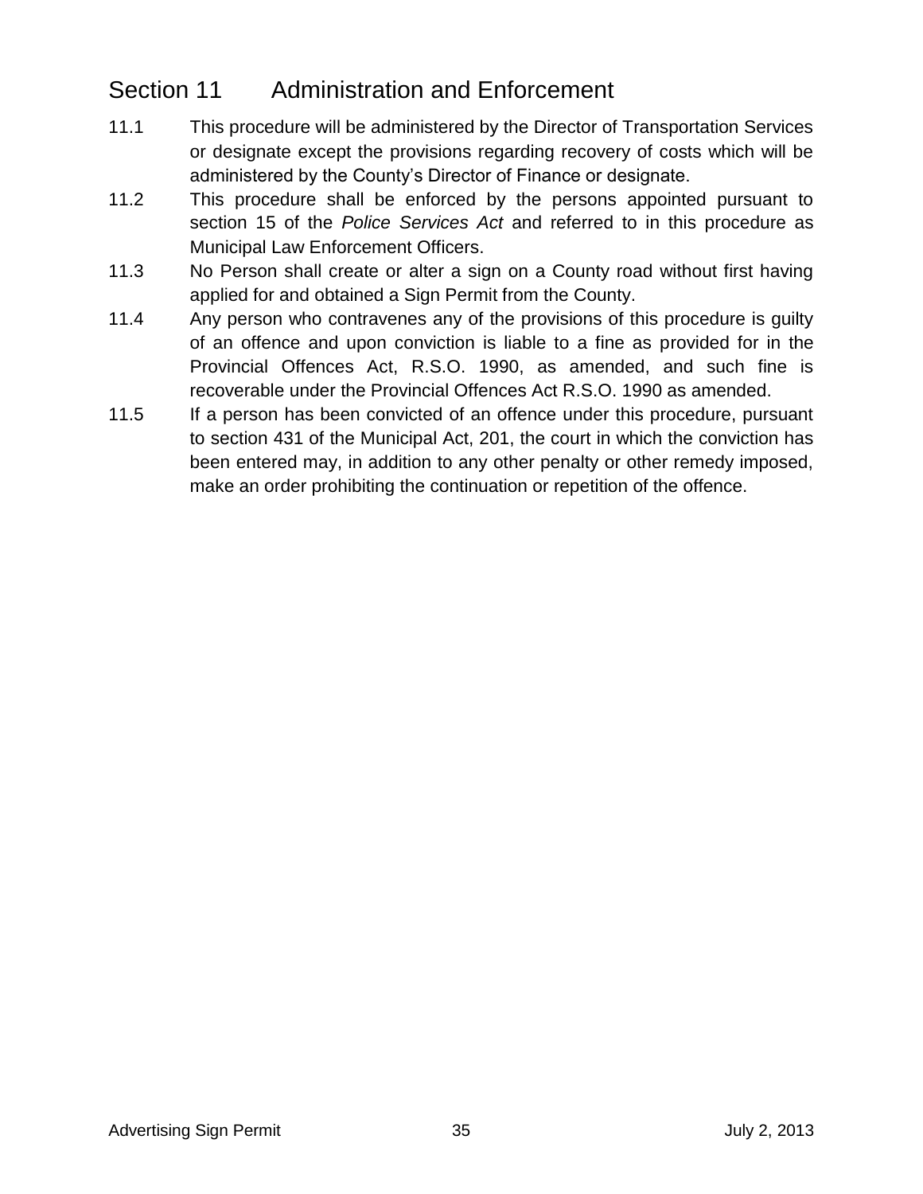## Section 11 Administration and Enforcement

11.1 This procedure will be administered by the Director of Transportation Services or designate except the provisions regarding recovery of costs which will be administered by the County's Director of Finance or designate.

11.2 This procedure shall be enforced by the persons appointed pursuant to section 15 of the *Police Services Act* and referred to in this procedure as Municipal Law Enforcement Officers.

11.3 No Person shall create or alter a sign on a County road without first having applied for and obtained a Sign Permit from the County.

11.4 Any person who contravenes any of the provisions of this procedure is guilty of an offence and upon conviction is liable to a fine as provided for in the Provincial Offences Act, R.S.O. 1990, as amended, and such fine is recoverable under the Provincial Offences Act R.S.O. 1990 as amended.

11.5 If a person has been convicted of an offence under this procedure, pursuant to section 431 of the Municipal Act, 201, the court in which the conviction has been entered may, in addition to any other penalty or other remedy imposed, make an order prohibiting the continuation or repetition of the offence.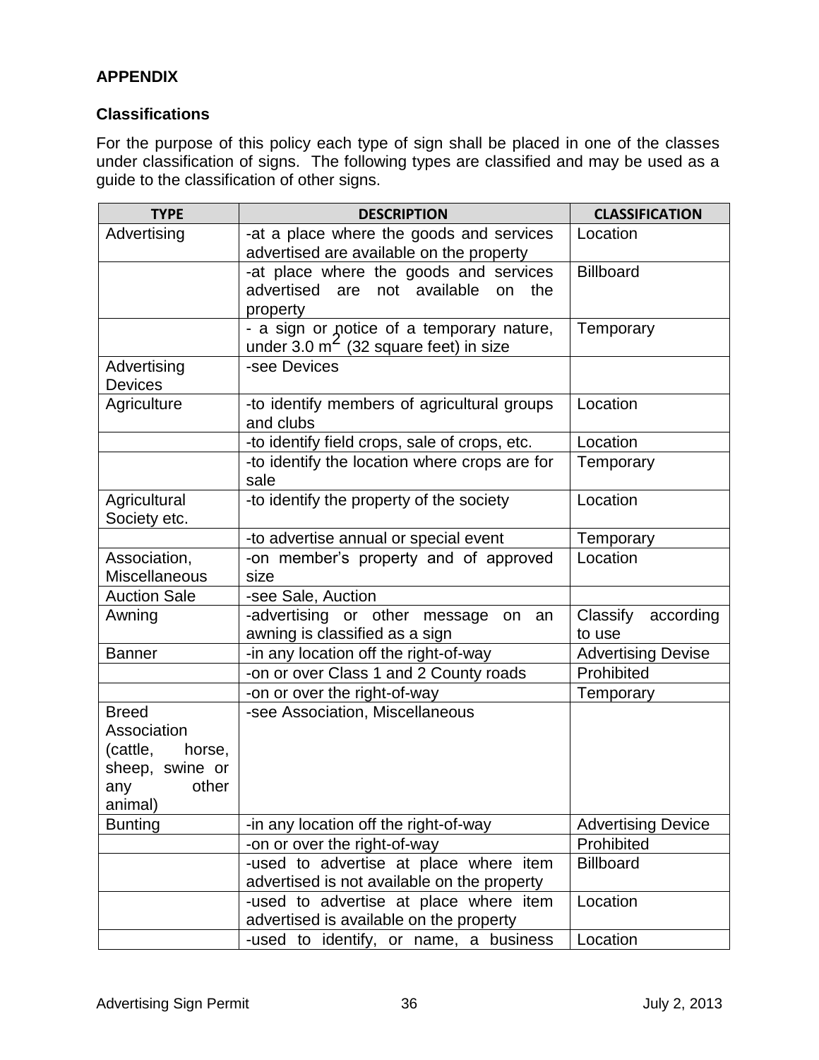**APPENDIX**

**Classifications**

For the purpose of this policy each type of sign shall be placed in one of the classes under classification of signs. The following types are classified and may be used as a guide to the classification of other signs.

| TYPE | DESCRIPTION | CLASSIFICATION |
|---|---|---|
| Advertising | -at a place where the goods and services advertised are available on the property | Location |
| | -at place where the goods and services advertised are not available on the property | Billboard |
| | - a sign or notice of a temporary nature, under 3.0 $m^2$ (32 square feet) in size | Temporary |
| Advertising Devices | -see Devices | |
| Agriculture | -to identify members of agricultural groups and clubs | Location |
| | -to identify field crops, sale of crops, etc. | Location |
| | -to identify the location where crops are for sale | Temporary |
| Agricultural Society etc. | -to identify the property of the society | Location |
| | -to advertise annual or special event | Temporary |
| Association, Miscellaneous | -on member's property and of approved size | Location |
| Auction Sale | -see Sale, Auction | |
| Awning | -advertising or other message on an awning is classified as a sign | Classify according to use |
| Banner | -in any location off the right-of-way | Advertising Devise |
| | -on or over Class 1 and 2 County roads | Prohibited |
| | -on or over the right-of-way | Temporary |
| Breed Association (cattle, horse, sheep, swine or any other animal) | -see Association, Miscellaneous | |
| Bunting | -in any location off the right-of-way | Advertising Device |
| | -on or over the right-of-way | Prohibited |
| | -used to advertise at place where item advertised is not available on the property | Billboard |
| | -used to advertise at place where item advertised is available on the property | Location |
| | -used to identify, or name, a business | Location |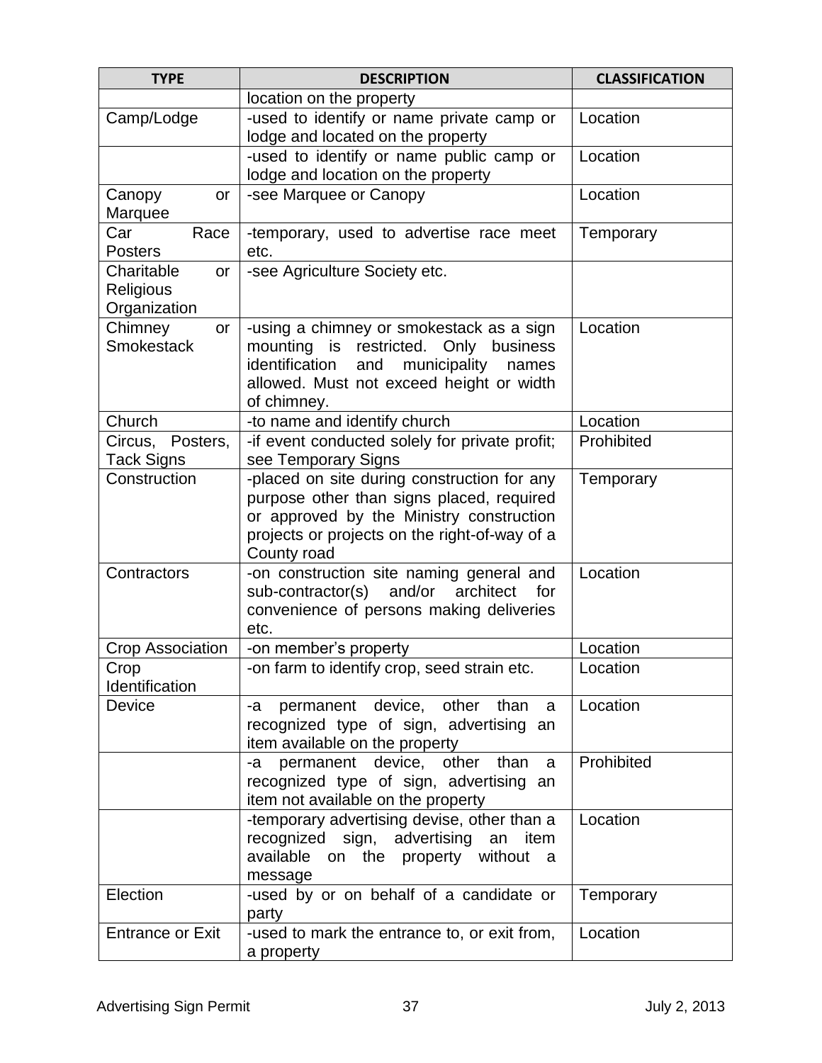| TYPE | DESCRIPTION | CLASSIFICATION |
|---|---|---|
| | location on the property | |
| Camp/Lodge | -used to identify or name private camp or lodge and located on the property | Location |
| | -used to identify or name public camp or lodge and location on the property | Location |
| Canopy or Marquee | -see Marquee or Canopy | Location |
| Car Race Posters | -temporary, used to advertise race meet etc. | Temporary |
| Charitable or Religious Organization | -see Agriculture Society etc. | |
| Chimney or Smokestack | -using a chimney or smokestack as a sign mounting is restricted. Only business identification and municipality names allowed. Must not exceed height or width of chimney. | Location |
| Church | -to name and identify church | Location |
| Circus, Posters, Tack Signs | -if event conducted solely for private profit; see Temporary Signs | Prohibited |
| Construction | -placed on site during construction for any purpose other than signs placed, required or approved by the Ministry construction projects or projects on the right-of-way of a County road | Temporary |
| Contractors | -on construction site naming general and sub-contractor(s) and/or architect for convenience of persons making deliveries etc. | Location |
| Crop Association | -on member's property | Location |
| Crop Identification | -on farm to identify crop, seed strain etc. | Location |
| Device | -a permanent device, other than a recognized type of sign, advertising an item available on the property | Location |
| | -a permanent device, other than a recognized type of sign, advertising an item not available on the property | Prohibited |
| | -temporary advertising devise, other than a recognized sign, advertising an item available on the property without a message | Location |
| Election | -used by or on behalf of a candidate or party | Temporary |
| Entrance or Exit | -used to mark the entrance to, or exit from, a property | Location |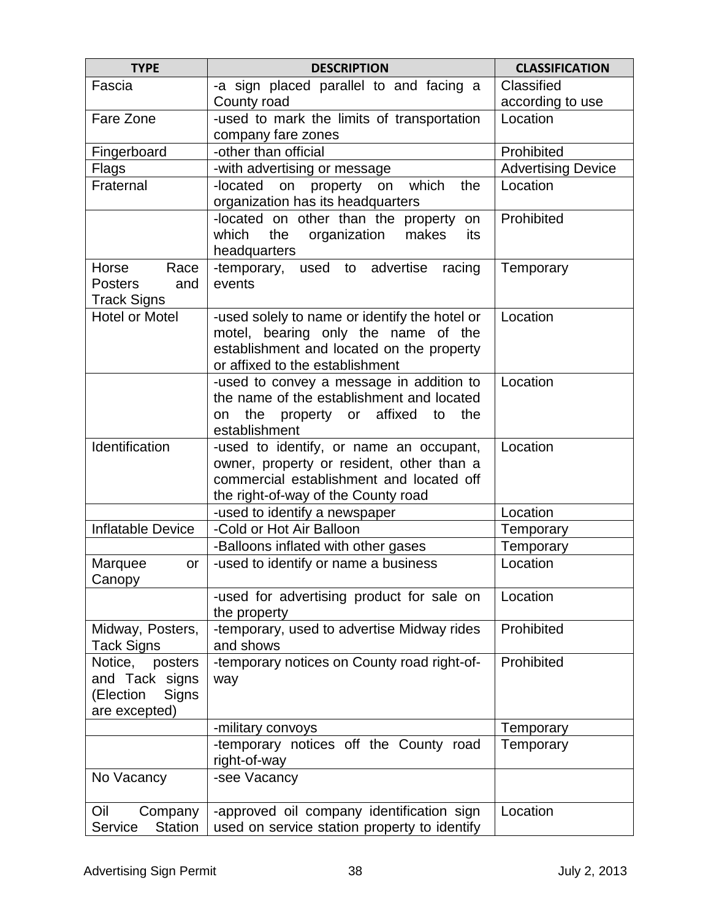| TYPE | DESCRIPTION | CLASSIFICATION |
|---|---|---|
| Fascia | -a sign placed parallel to and facing a County road | Classified according to use |
| Fare Zone | -used to mark the limits of transportation company fare zones | Location |
| Fingerboard | -other than official | Prohibited |
| Flags | -with advertising or message | Advertising Device |
| Fraternal | -located on property on which the organization has its headquarters | Location |
| | -located on other than the property on which the organization makes its headquarters | Prohibited |
| Horse Race Posters and Track Signs | -temporary, used to advertise racing events | Temporary |
| Hotel or Motel | -used solely to name or identify the hotel or motel, bearing only the name of the establishment and located on the property or affixed to the establishment | Location |
| | -used to convey a message in addition to the name of the establishment and located on the property or affixed to the establishment | Location |
| Identification | -used to identify, or name an occupant, owner, property or resident, other than a commercial establishment and located off the right-of-way of the County road | Location |
| | -used to identify a newspaper | Location |
| Inflatable Device | -Cold or Hot Air Balloon | Temporary |
| | -Balloons inflated with other gases | Temporary |
| Marquee or Canopy | -used to identify or name a business | Location |
| | -used for advertising product for sale on the property | Location |
| Midway, Posters, Tack Signs | -temporary, used to advertise Midway rides and shows | Prohibited |
| Notice, posters and Tack signs (Election Signs are excepted) | -temporary notices on County road right-of-way | Prohibited |
| | -military convoys | Temporary |
| | -temporary notices off the County road right-of-way | Temporary |
| No Vacancy | -see Vacancy | |
| Oil Company Service Station | -approved oil company identification sign used on service station property to identify | Location |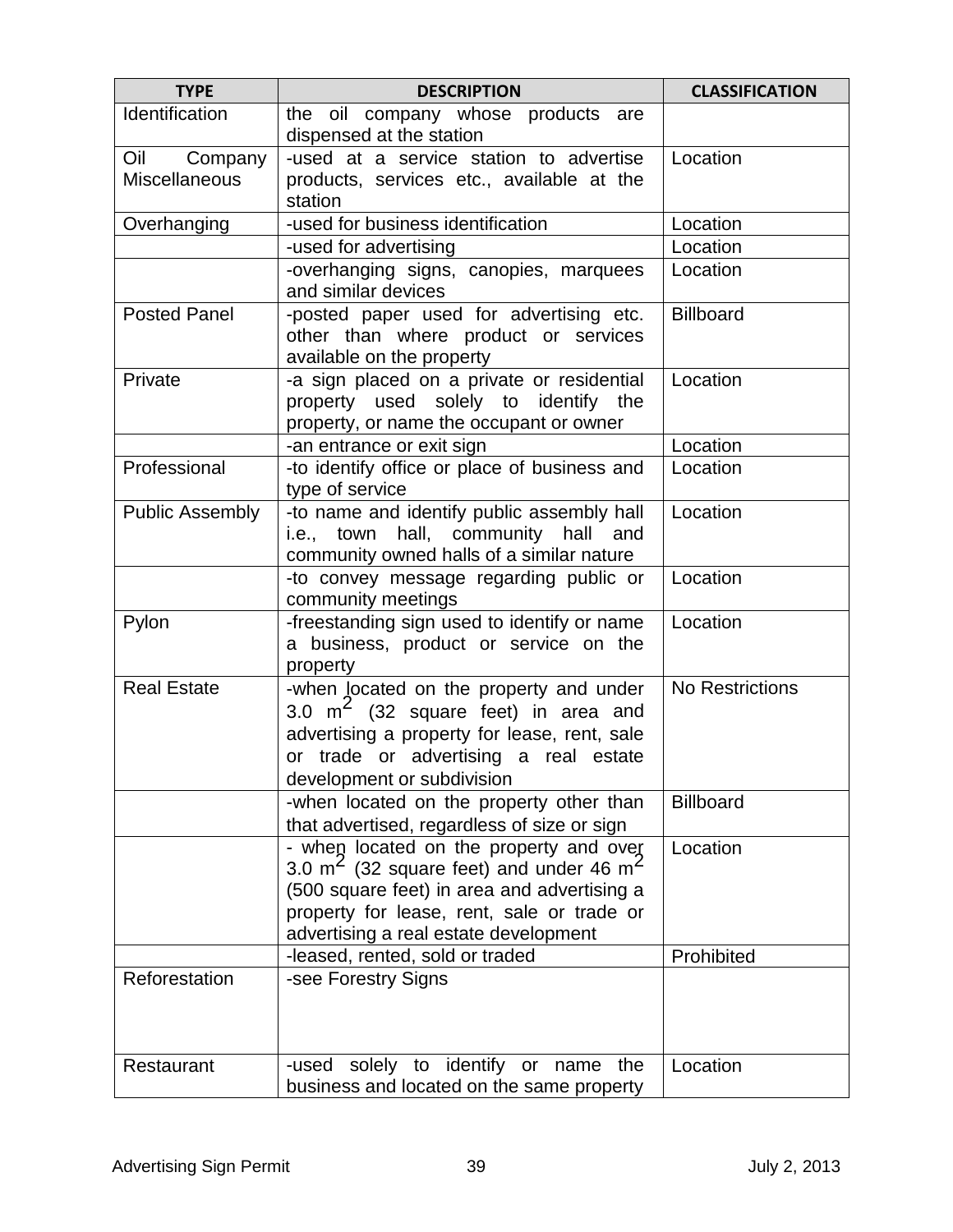| TYPE | DESCRIPTION | CLASSIFICATION |
|---|---|---|
| Identification | the oil company whose products are dispensed at the station | |
| Oil Company Miscellaneous | -used at a service station to advertise products, services etc., available at the station | Location |
| Overhanging | -used for business identification | Location |
| | -used for advertising | Location |
| | -overhanging signs, canopies, marquees and similar devices | Location |
| Posted Panel | -posted paper used for advertising etc. other than where product or services available on the property | Billboard |
| Private | -a sign placed on a private or residential property used solely to identify the property, or name the occupant or owner | Location |
| | -an entrance or exit sign | Location |
| Professional | -to identify office or place of business and type of service | Location |
| Public Assembly | -to name and identify public assembly hall i.e., town hall, community hall and community owned halls of a similar nature | Location |
| | -to convey message regarding public or community meetings | Location |
| Pylon | -freestanding sign used to identify or name a business, product or service on the property | Location |
| Real Estate | -when located on the property and under 3.0 $m^2$ (32 square feet) in area and advertising a property for lease, rent, sale or trade or advertising a real estate development or subdivision | No Restrictions |
| | -when located on the property other than that advertised, regardless of size or sign | Billboard |
| | - when located on the property and over 3.0 $m^2$ (32 square feet) and under 46 $m^2$ (500 square feet) in area and advertising a property for lease, rent, sale or trade or advertising a real estate development | Location |
| | -leased, rented, sold or traded | Prohibited |
| Reforestation | -see Forestry Signs | |
| Restaurant | -used solely to identify or name the business and located on the same property | Location |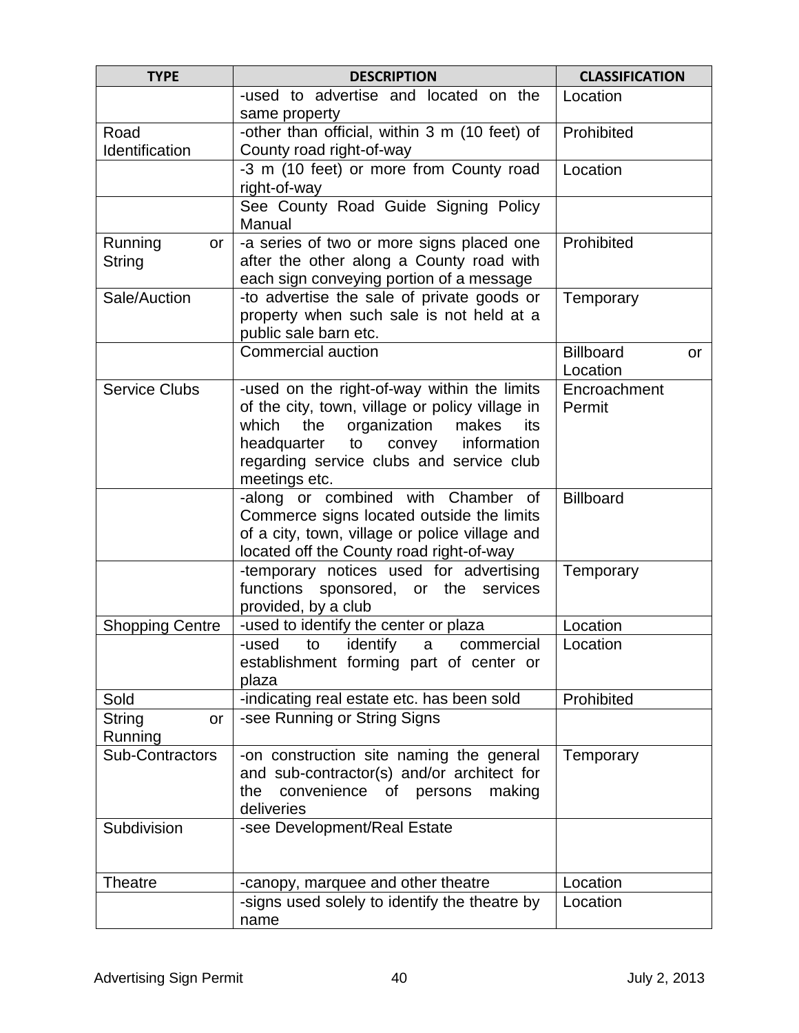| TYPE | DESCRIPTION | CLASSIFICATION |
|---|---|---|
| | -used to advertise and located on the same property | Location |
| Road Identification | -other than official, within 3 m (10 feet) of County road right-of-way | Prohibited |
| | -3 m (10 feet) or more from County road right-of-way | Location |
| | See County Road Guide Signing Policy Manual | |
| Running or String | -a series of two or more signs placed one after the other along a County road with each sign conveying portion of a message | Prohibited |
| Sale/Auction | -to advertise the sale of private goods or property when such sale is not held at a public sale barn etc. | Temporary |
| | Commercial auction | Billboard or Location |
| Service Clubs | -used on the right-of-way within the limits of the city, town, village or policy village in which the organization makes its headquarter to convey information regarding service clubs and service club meetings etc. | Encroachment Permit |
| | -along or combined with Chamber of Commerce signs located outside the limits of a city, town, village or police village and located off the County road right-of-way | Billboard |
| | -temporary notices used for advertising functions sponsored, or the services provided, by a club | Temporary |
| Shopping Centre | -used to identify the center or plaza | Location |
| | -used to identify a commercial establishment forming part of center or plaza | Location |
| Sold | -indicating real estate etc. has been sold | Prohibited |
| String or Running | -see Running or String Signs | |
| Sub-Contractors | -on construction site naming the general and sub-contractor(s) and/or architect for the convenience of persons making deliveries | Temporary |
| Subdivision | -see Development/Real Estate | |
| Theatre | -canopy, marquee and other theatre | Location |
| | -signs used solely to identify the theatre by name | Location |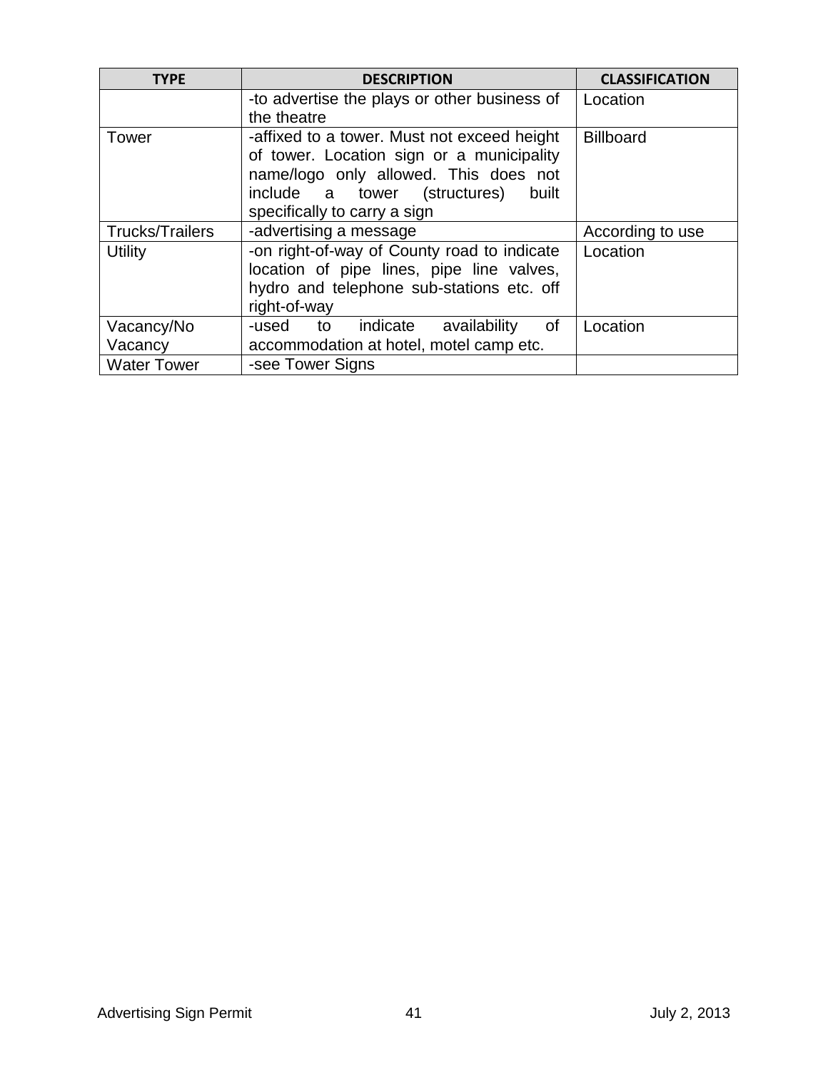| TYPE | DESCRIPTION | CLASSIFICATION |
|---|---|---|
| | -to advertise the plays or other business of the theatre | Location |
| Tower | -affixed to a tower. Must not exceed height of tower. Location sign or a municipality name/logo only allowed. This does not include a tower (structures) built specifically to carry a sign | Billboard |
| Trucks/Trailers | -advertising a message | According to use |
| Utility | -on right-of-way of County road to indicate location of pipe lines, pipe line valves, hydro and telephone sub-stations etc. off right-of-way | Location |
| Vacancy/No Vacancy | -used to indicate availability of accommodation at hotel, motel camp etc. | Location |
| Water Tower | -see Tower Signs | |